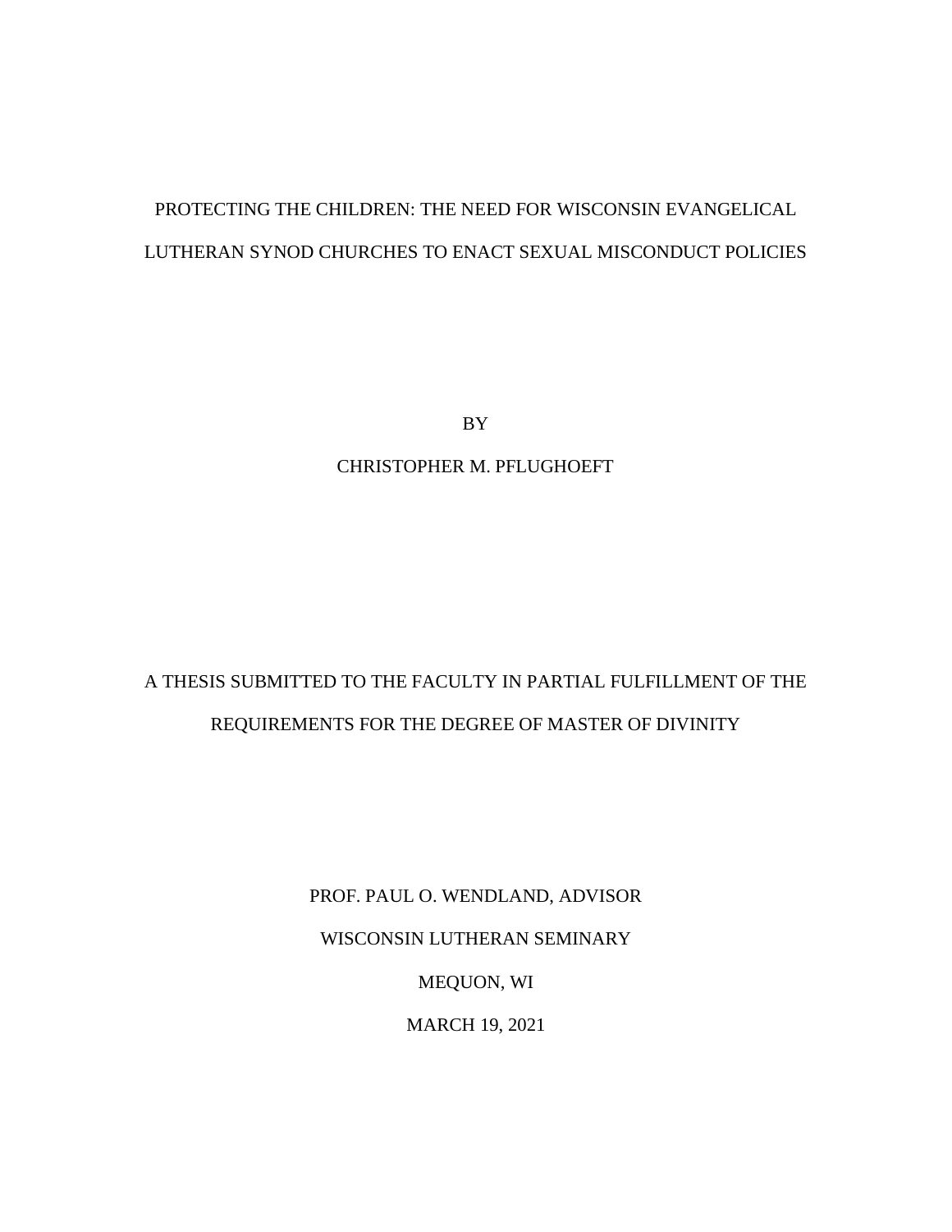# PROTECTING THE CHILDREN: THE NEED FOR WISCONSIN EVANGELICAL LUTHERAN SYNOD CHURCHES TO ENACT SEXUAL MISCONDUCT POLICIES

BY

CHRISTOPHER M. PFLUGHOEFT

A THESIS SUBMITTED TO THE FACULTY IN PARTIAL FULFILLMENT OF THE REQUIREMENTS FOR THE DEGREE OF MASTER OF DIVINITY

PROF. PAUL O. WENDLAND, ADVISOR

WISCONSIN LUTHERAN SEMINARY

MEQUON, WI

MARCH 19, 2021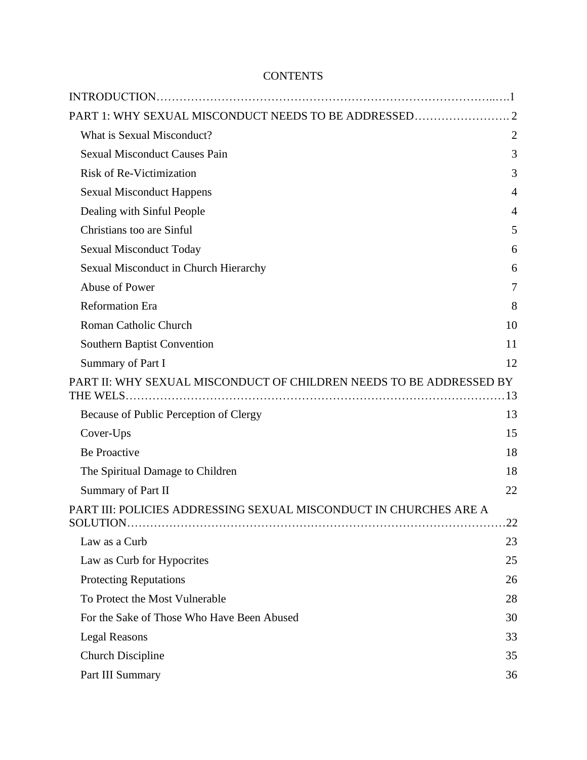# CONTENTS

INTRODUCTION……………………………………………………………………………..….1

PART 1: WHY SEXUAL MISCONDUCT NEEDS TO BE ADDRESSED……………………. 2

- What is Sexual Misconduct? 2
- Sexual Misconduct Causes Pain 3
- Risk of Re-Victimization 3
- Sexual Misconduct Happens 4
- Dealing with Sinful People 4
- Christians too are Sinful 5
- Sexual Misconduct Today 6
- Sexual Misconduct in Church Hierarchy 6
- Abuse of Power 7
- Reformation Era 8
- Roman Catholic Church 10
- Southern Baptist Convention 11
- Summary of Part I 12

PART II: WHY SEXUAL MISCONDUCT OF CHILDREN NEEDS TO BE ADDRESSED BY THE WELS…………………………………………………………………………………13

- Because of Public Perception of Clergy 13
- Cover-Ups 15
- Be Proactive 18
- The Spiritual Damage to Children 18
- Summary of Part II 22

PART III: POLICIES ADDRESSING SEXUAL MISCONDUCT IN CHURCHES ARE A SOLUTION……………………………………………………………………………………22

- Law as a Curb 23
- Law as Curb for Hypocrites 25
- Protecting Reputations 26
- To Protect the Most Vulnerable 28
- For the Sake of Those Who Have Been Abused 30
- Legal Reasons 33
- Church Discipline 35
- Part III Summary 36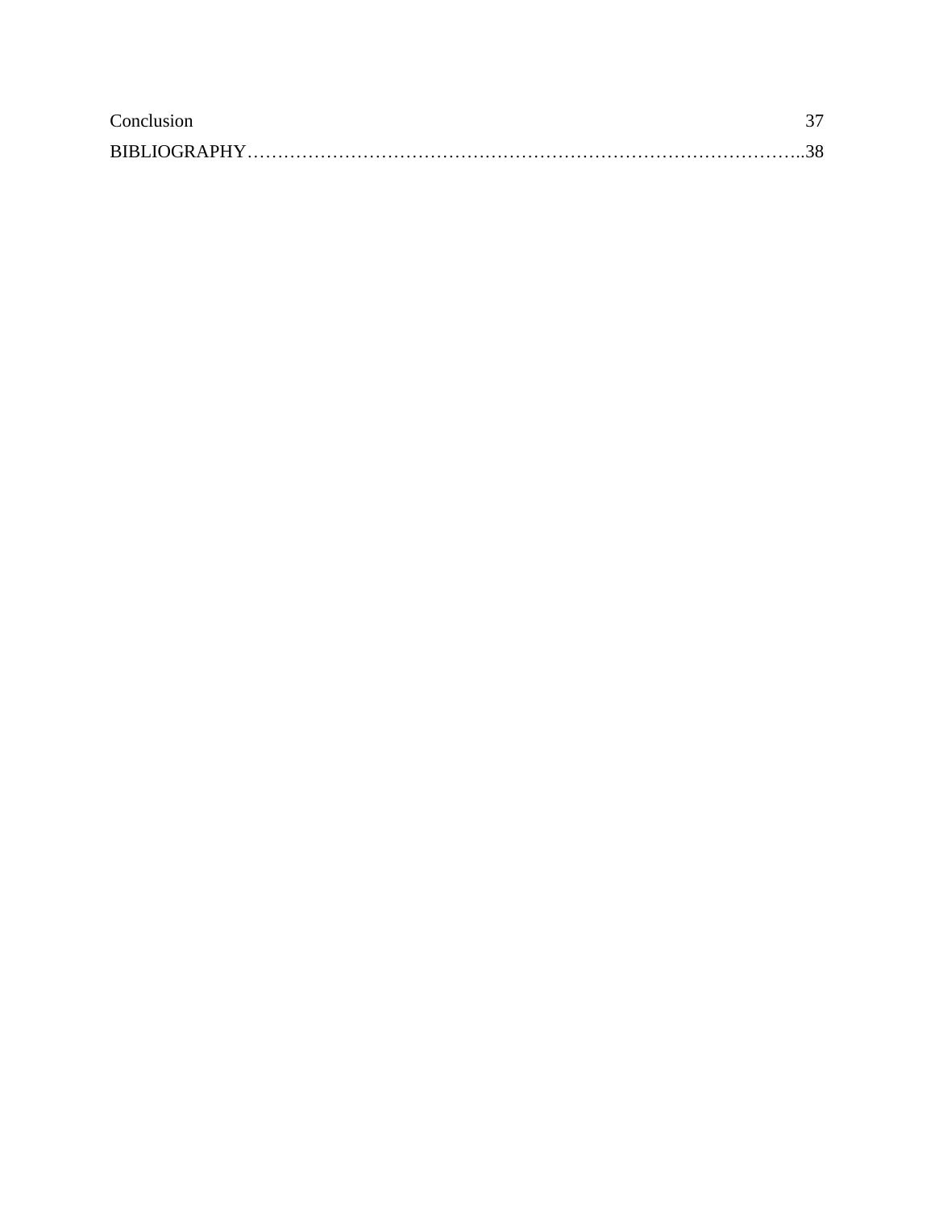Conclusion 37

BIBLIOGRAPHY……………………………………………………………………………..38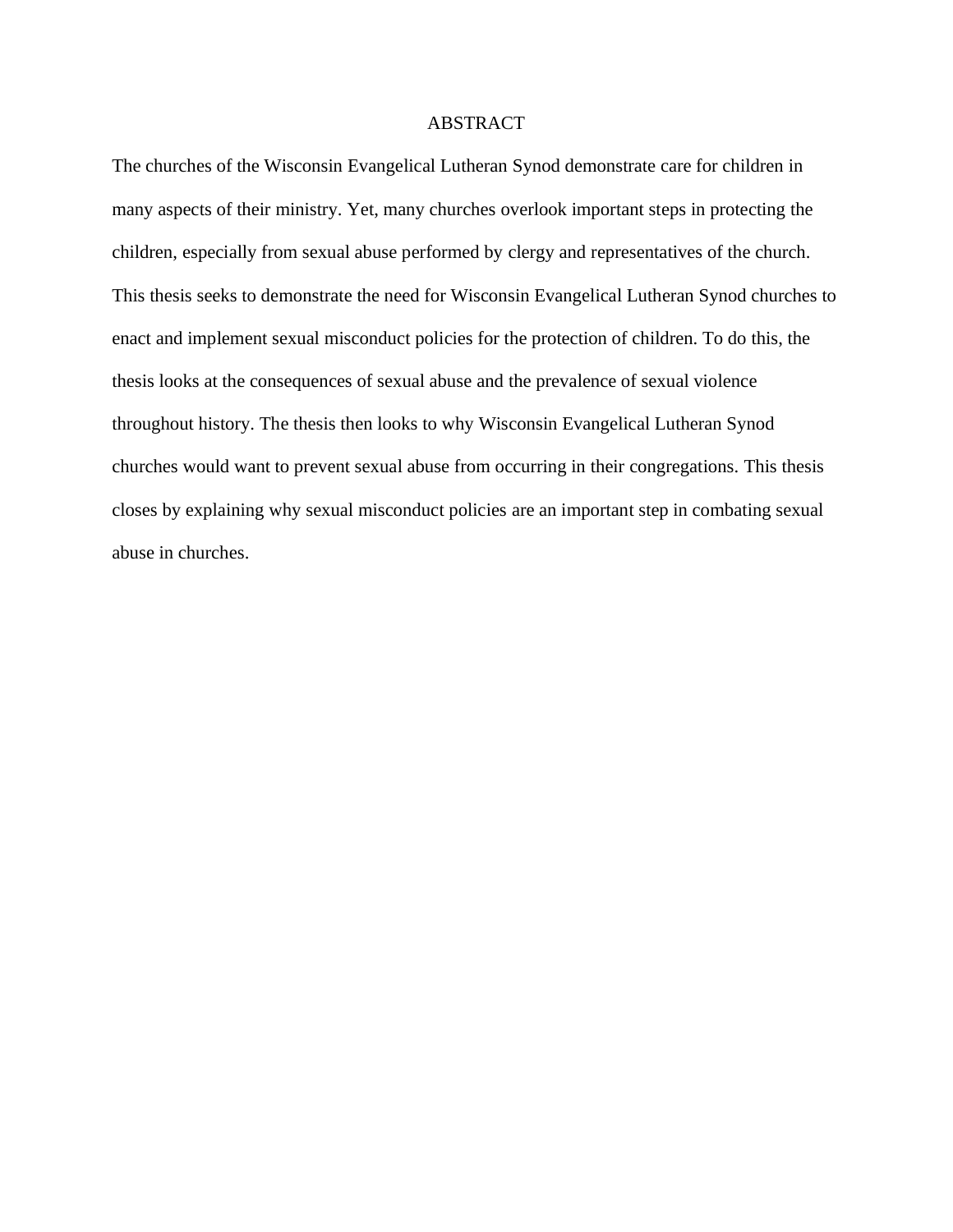# ABSTRACT

The churches of the Wisconsin Evangelical Lutheran Synod demonstrate care for children in many aspects of their ministry. Yet, many churches overlook important steps in protecting the children, especially from sexual abuse performed by clergy and representatives of the church. This thesis seeks to demonstrate the need for Wisconsin Evangelical Lutheran Synod churches to enact and implement sexual misconduct policies for the protection of children. To do this, the thesis looks at the consequences of sexual abuse and the prevalence of sexual violence throughout history. The thesis then looks to why Wisconsin Evangelical Lutheran Synod churches would want to prevent sexual abuse from occurring in their congregations. This thesis closes by explaining why sexual misconduct policies are an important step in combating sexual abuse in churches.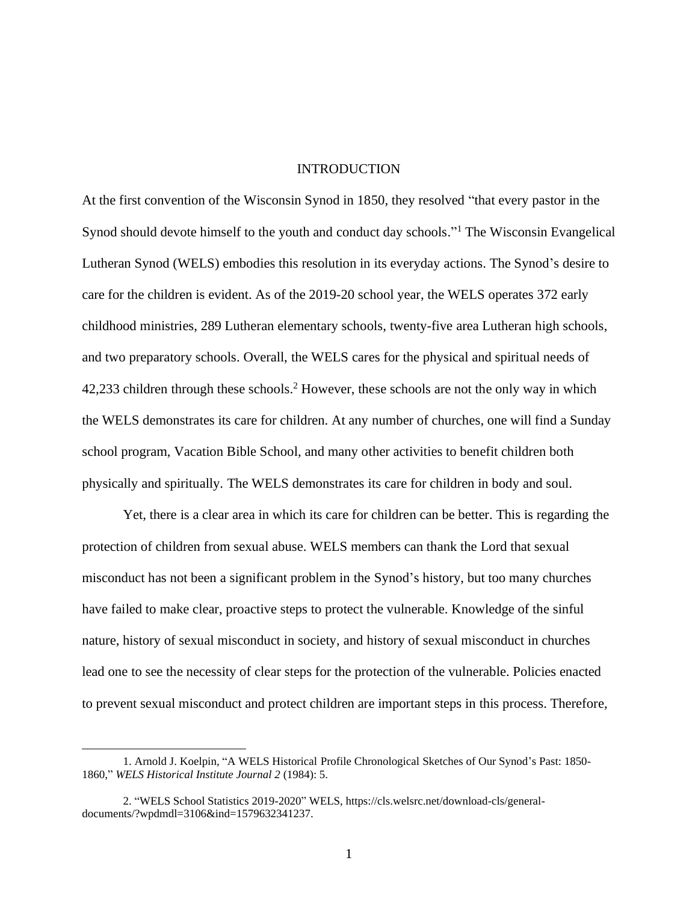# INTRODUCTION

At the first convention of the Wisconsin Synod in 1850, they resolved "that every pastor in the Synod should devote himself to the youth and conduct day schools."[1] The Wisconsin Evangelical Lutheran Synod (WELS) embodies this resolution in its everyday actions. The Synod's desire to care for the children is evident. As of the 2019-20 school year, the WELS operates 372 early childhood ministries, 289 Lutheran elementary schools, twenty-five area Lutheran high schools, and two preparatory schools. Overall, the WELS cares for the physical and spiritual needs of 42,233 children through these schools.[2] However, these schools are not the only way in which the WELS demonstrates its care for children. At any number of churches, one will find a Sunday school program, Vacation Bible School, and many other activities to benefit children both physically and spiritually. The WELS demonstrates its care for children in body and soul.

Yet, there is a clear area in which its care for children can be better. This is regarding the protection of children from sexual abuse. WELS members can thank the Lord that sexual misconduct has not been a significant problem in the Synod's history, but too many churches have failed to make clear, proactive steps to protect the vulnerable. Knowledge of the sinful nature, history of sexual misconduct in society, and history of sexual misconduct in churches lead one to see the necessity of clear steps for the protection of the vulnerable. Policies enacted to prevent sexual misconduct and protect children are important steps in this process. Therefore,

1. Arnold J. Koelpin, "A WELS Historical Profile Chronological Sketches of Our Synod's Past: 1850-1860," *WELS Historical Institute Journal 2* (1984): 5.

2. "WELS School Statistics 2019-2020" WELS, https://cls.welsrc.net/download-cls/general-documents/?wpdmdl=3106&ind=1579632341237.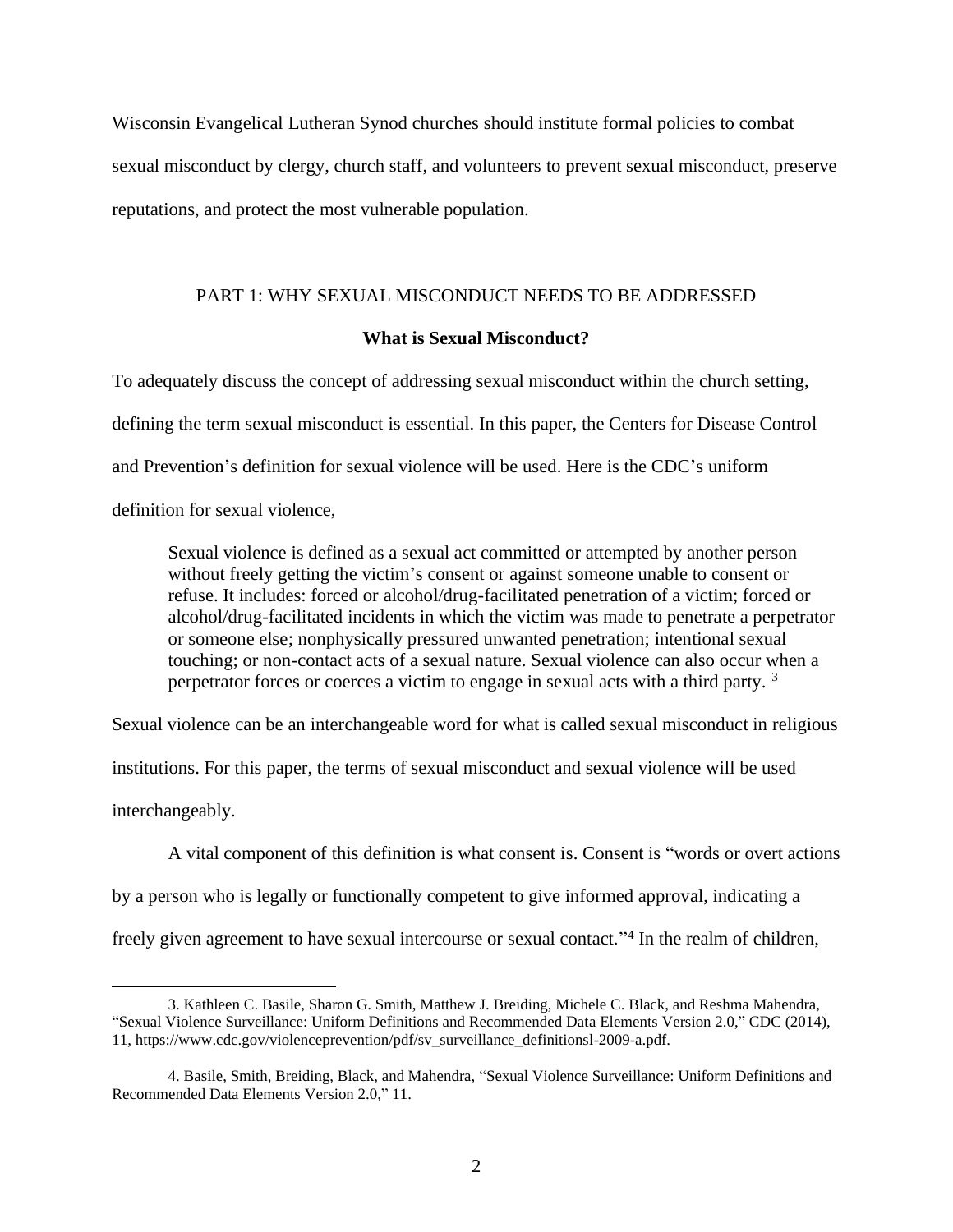Wisconsin Evangelical Lutheran Synod churches should institute formal policies to combat sexual misconduct by clergy, church staff, and volunteers to prevent sexual misconduct, preserve reputations, and protect the most vulnerable population.

## PART 1: WHY SEXUAL MISCONDUCT NEEDS TO BE ADDRESSED

### What is Sexual Misconduct?

To adequately discuss the concept of addressing sexual misconduct within the church setting, defining the term sexual misconduct is essential. In this paper, the Centers for Disease Control and Prevention's definition for sexual violence will be used. Here is the CDC's uniform definition for sexual violence,

> Sexual violence is defined as a sexual act committed or attempted by another person without freely getting the victim's consent or against someone unable to consent or refuse. It includes: forced or alcohol/drug-facilitated penetration of a victim; forced or alcohol/drug-facilitated incidents in which the victim was made to penetrate a perpetrator or someone else; nonphysically pressured unwanted penetration; intentional sexual touching; or non-contact acts of a sexual nature. Sexual violence can also occur when a perpetrator forces or coerces a victim to engage in sexual acts with a third party. [3]

Sexual violence can be an interchangeable word for what is called sexual misconduct in religious institutions. For this paper, the terms of sexual misconduct and sexual violence will be used interchangeably.

A vital component of this definition is what consent is. Consent is "words or overt actions by a person who is legally or functionally competent to give informed approval, indicating a freely given agreement to have sexual intercourse or sexual contact."[4] In the realm of children,

---

3. Kathleen C. Basile, Sharon G. Smith, Matthew J. Breiding, Michele C. Black, and Reshma Mahendra, "Sexual Violence Surveillance: Uniform Definitions and Recommended Data Elements Version 2.0," CDC (2014), 11, https://www.cdc.gov/violenceprevention/pdf/sv_surveillance_definitionsl-2009-a.pdf.

4. Basile, Smith, Breiding, Black, and Mahendra, "Sexual Violence Surveillance: Uniform Definitions and Recommended Data Elements Version 2.0," 11.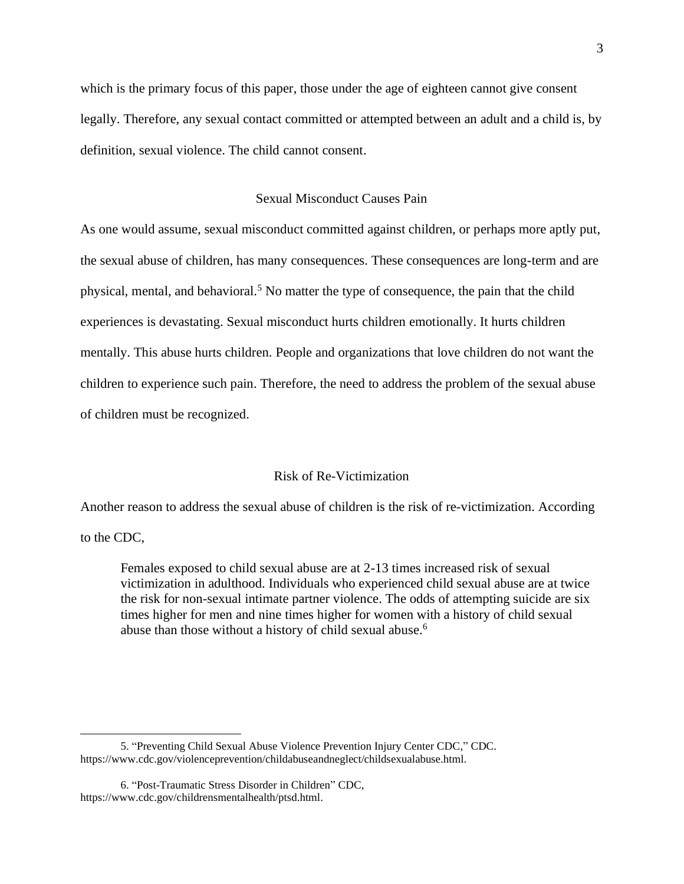which is the primary focus of this paper, those under the age of eighteen cannot give consent legally. Therefore, any sexual contact committed or attempted between an adult and a child is, by definition, sexual violence. The child cannot consent.

## Sexual Misconduct Causes Pain

As one would assume, sexual misconduct committed against children, or perhaps more aptly put, the sexual abuse of children, has many consequences. These consequences are long-term and are physical, mental, and behavioral.[5] No matter the type of consequence, the pain that the child experiences is devastating. Sexual misconduct hurts children emotionally. It hurts children mentally. This abuse hurts children. People and organizations that love children do not want the children to experience such pain. Therefore, the need to address the problem of the sexual abuse of children must be recognized.

## Risk of Re-Victimization

Another reason to address the sexual abuse of children is the risk of re-victimization. According to the CDC,

> Females exposed to child sexual abuse are at 2-13 times increased risk of sexual victimization in adulthood. Individuals who experienced child sexual abuse are at twice the risk for non-sexual intimate partner violence. The odds of attempting suicide are six times higher for men and nine times higher for women with a history of child sexual abuse than those without a history of child sexual abuse.[6]

---

5. "Preventing Child Sexual Abuse Violence Prevention Injury Center CDC," CDC. https://www.cdc.gov/violenceprevention/childabuseandneglect/childsexualabuse.html.

6. "Post-Traumatic Stress Disorder in Children" CDC, https://www.cdc.gov/childrensmentalhealth/ptsd.html.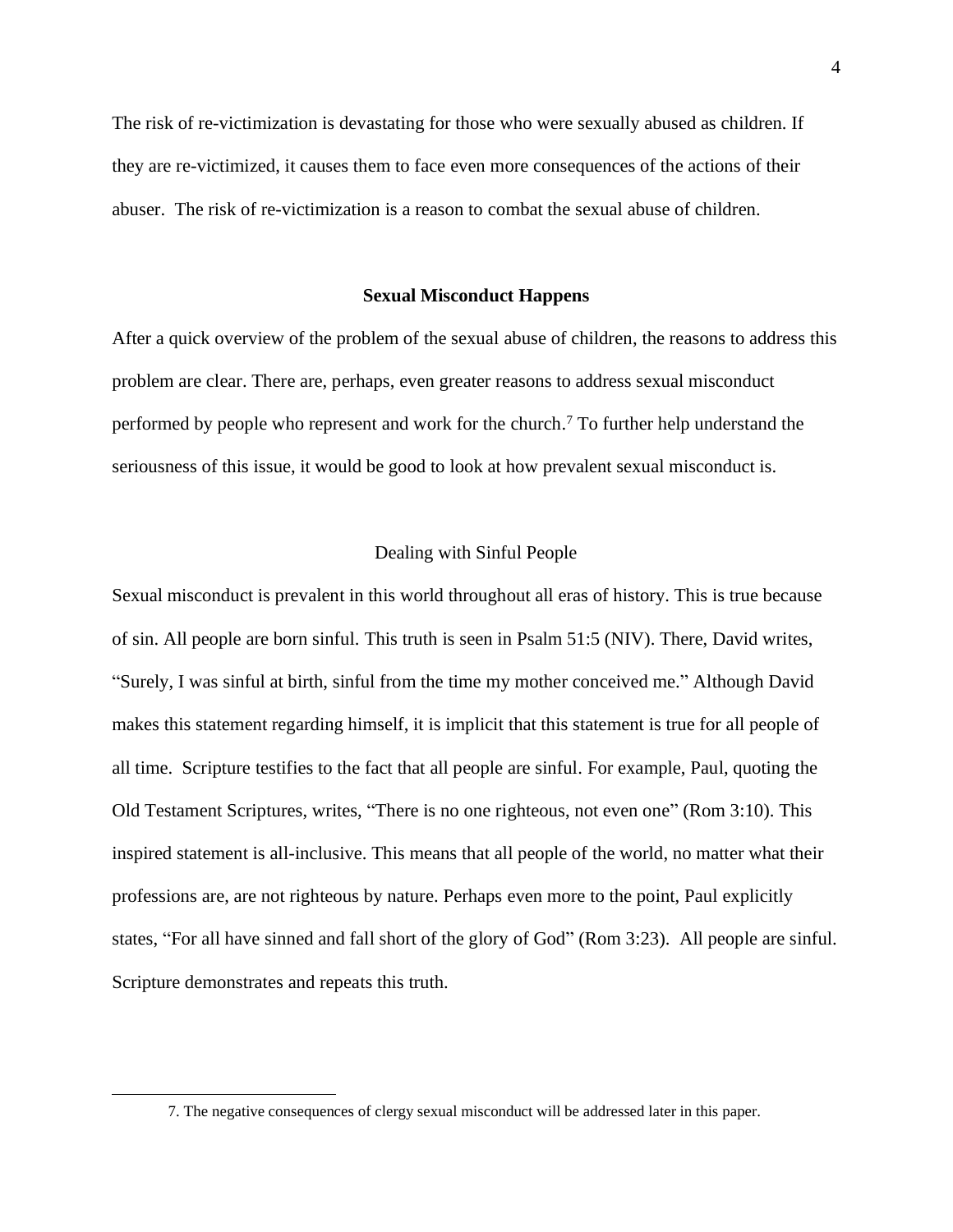The risk of re-victimization is devastating for those who were sexually abused as children. If they are re-victimized, it causes them to face even more consequences of the actions of their abuser. The risk of re-victimization is a reason to combat the sexual abuse of children.

## Sexual Misconduct Happens

After a quick overview of the problem of the sexual abuse of children, the reasons to address this problem are clear. There are, perhaps, even greater reasons to address sexual misconduct performed by people who represent and work for the church.[7] To further help understand the seriousness of this issue, it would be good to look at how prevalent sexual misconduct is.

### Dealing with Sinful People

Sexual misconduct is prevalent in this world throughout all eras of history. This is true because of sin. All people are born sinful. This truth is seen in Psalm 51:5 (NIV). There, David writes, "Surely, I was sinful at birth, sinful from the time my mother conceived me." Although David makes this statement regarding himself, it is implicit that this statement is true for all people of all time. Scripture testifies to the fact that all people are sinful. For example, Paul, quoting the Old Testament Scriptures, writes, "There is no one righteous, not even one" (Rom 3:10). This inspired statement is all-inclusive. This means that all people of the world, no matter what their professions are, are not righteous by nature. Perhaps even more to the point, Paul explicitly states, "For all have sinned and fall short of the glory of God" (Rom 3:23). All people are sinful. Scripture demonstrates and repeats this truth.

7. The negative consequences of clergy sexual misconduct will be addressed later in this paper.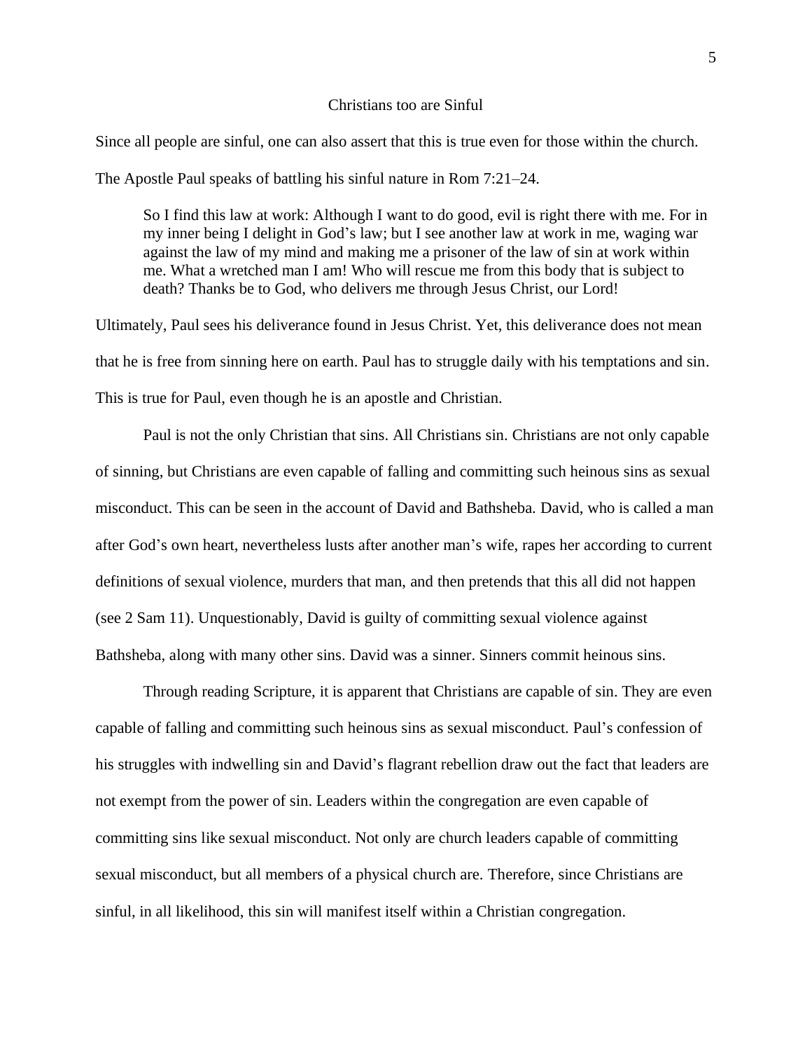## Christians too are Sinful

Since all people are sinful, one can also assert that this is true even for those within the church. The Apostle Paul speaks of battling his sinful nature in Rom 7:21–24.

> So I find this law at work: Although I want to do good, evil is right there with me. For in my inner being I delight in God's law; but I see another law at work in me, waging war against the law of my mind and making me a prisoner of the law of sin at work within me. What a wretched man I am! Who will rescue me from this body that is subject to death? Thanks be to God, who delivers me through Jesus Christ, our Lord!

Ultimately, Paul sees his deliverance found in Jesus Christ. Yet, this deliverance does not mean that he is free from sinning here on earth. Paul has to struggle daily with his temptations and sin. This is true for Paul, even though he is an apostle and Christian.

Paul is not the only Christian that sins. All Christians sin. Christians are not only capable of sinning, but Christians are even capable of falling and committing such heinous sins as sexual misconduct. This can be seen in the account of David and Bathsheba. David, who is called a man after God's own heart, nevertheless lusts after another man's wife, rapes her according to current definitions of sexual violence, murders that man, and then pretends that this all did not happen (see 2 Sam 11). Unquestionably, David is guilty of committing sexual violence against Bathsheba, along with many other sins. David was a sinner. Sinners commit heinous sins.

Through reading Scripture, it is apparent that Christians are capable of sin. They are even capable of falling and committing such heinous sins as sexual misconduct. Paul's confession of his struggles with indwelling sin and David's flagrant rebellion draw out the fact that leaders are not exempt from the power of sin. Leaders within the congregation are even capable of committing sins like sexual misconduct. Not only are church leaders capable of committing sexual misconduct, but all members of a physical church are. Therefore, since Christians are sinful, in all likelihood, this sin will manifest itself within a Christian congregation.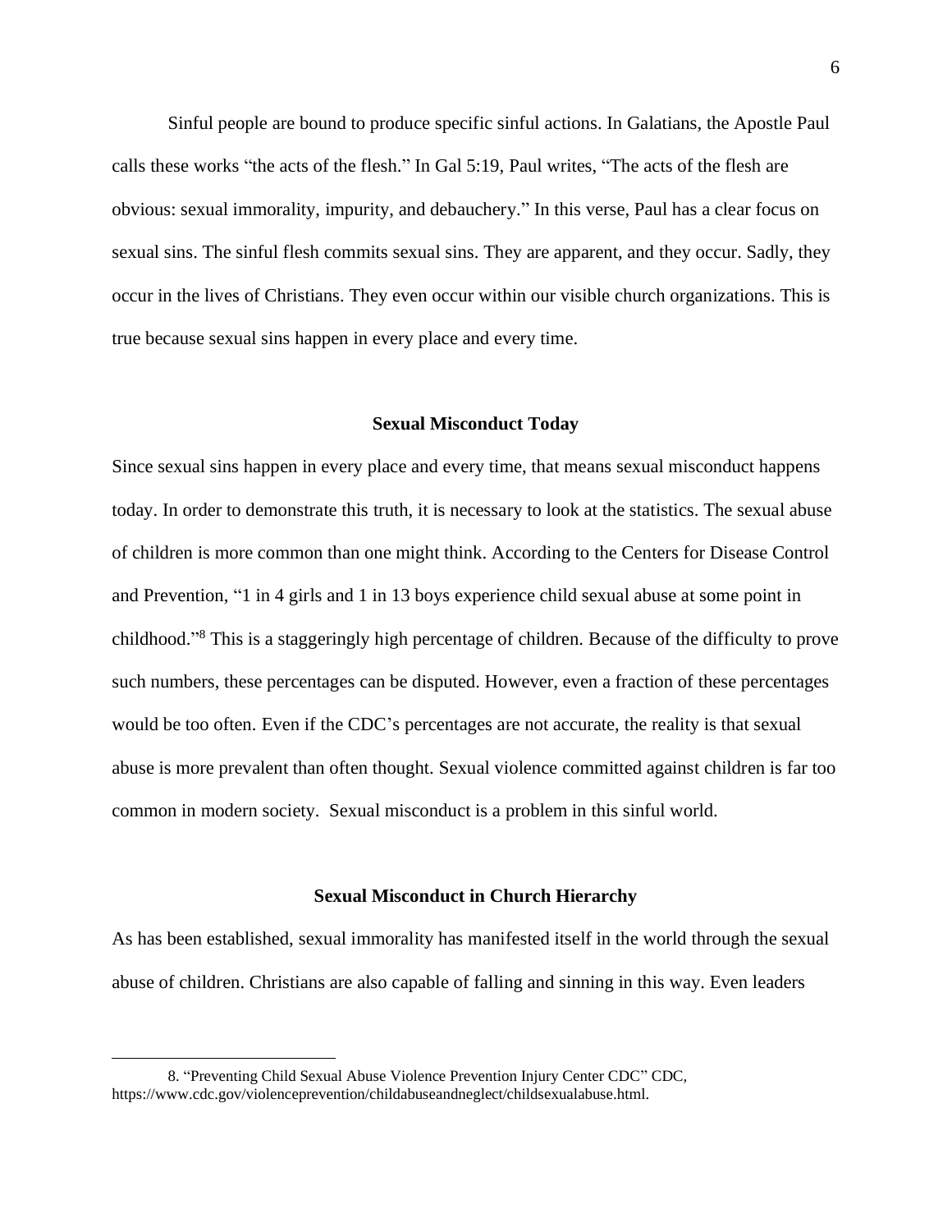Sinful people are bound to produce specific sinful actions. In Galatians, the Apostle Paul calls these works "the acts of the flesh." In Gal 5:19, Paul writes, "The acts of the flesh are obvious: sexual immorality, impurity, and debauchery." In this verse, Paul has a clear focus on sexual sins. The sinful flesh commits sexual sins. They are apparent, and they occur. Sadly, they occur in the lives of Christians. They even occur within our visible church organizations. This is true because sexual sins happen in every place and every time.

## Sexual Misconduct Today

Since sexual sins happen in every place and every time, that means sexual misconduct happens today. In order to demonstrate this truth, it is necessary to look at the statistics. The sexual abuse of children is more common than one might think. According to the Centers for Disease Control and Prevention, "1 in 4 girls and 1 in 13 boys experience child sexual abuse at some point in childhood."[8] This is a staggeringly high percentage of children. Because of the difficulty to prove such numbers, these percentages can be disputed. However, even a fraction of these percentages would be too often. Even if the CDC's percentages are not accurate, the reality is that sexual abuse is more prevalent than often thought. Sexual violence committed against children is far too common in modern society. Sexual misconduct is a problem in this sinful world.

## Sexual Misconduct in Church Hierarchy

As has been established, sexual immorality has manifested itself in the world through the sexual abuse of children. Christians are also capable of falling and sinning in this way. Even leaders

---

8. "Preventing Child Sexual Abuse Violence Prevention Injury Center CDC" CDC, https://www.cdc.gov/violenceprevention/childabuseandneglect/childsexualabuse.html.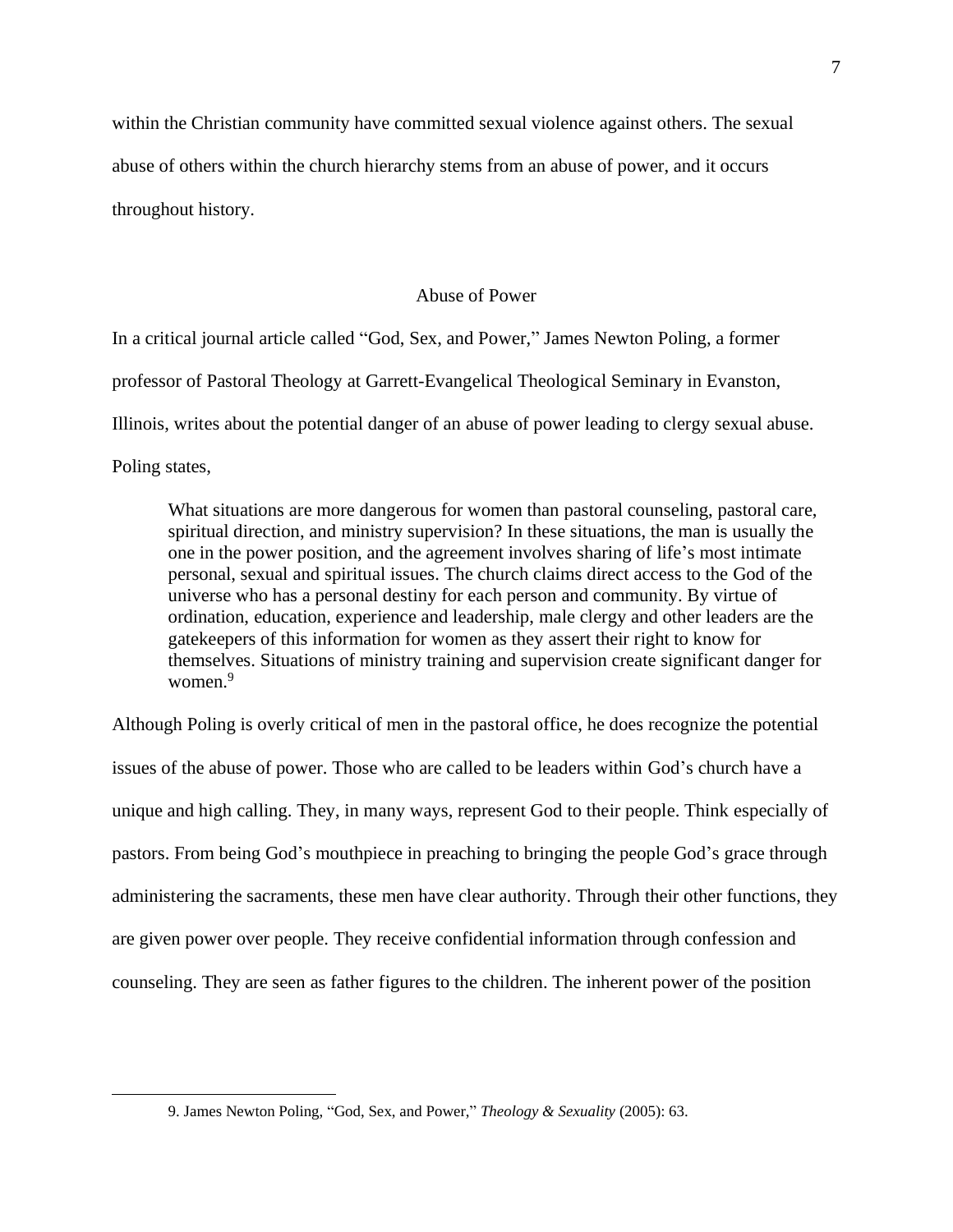within the Christian community have committed sexual violence against others. The sexual abuse of others within the church hierarchy stems from an abuse of power, and it occurs throughout history.

## Abuse of Power

In a critical journal article called "God, Sex, and Power," James Newton Poling, a former professor of Pastoral Theology at Garrett-Evangelical Theological Seminary in Evanston, Illinois, writes about the potential danger of an abuse of power leading to clergy sexual abuse. Poling states,

> What situations are more dangerous for women than pastoral counseling, pastoral care, spiritual direction, and ministry supervision? In these situations, the man is usually the one in the power position, and the agreement involves sharing of life's most intimate personal, sexual and spiritual issues. The church claims direct access to the God of the universe who has a personal destiny for each person and community. By virtue of ordination, education, experience and leadership, male clergy and other leaders are the gatekeepers of this information for women as they assert their right to know for themselves. Situations of ministry training and supervision create significant danger for women.[9]

Although Poling is overly critical of men in the pastoral office, he does recognize the potential issues of the abuse of power. Those who are called to be leaders within God's church have a unique and high calling. They, in many ways, represent God to their people. Think especially of pastors. From being God's mouthpiece in preaching to bringing the people God's grace through administering the sacraments, these men have clear authority. Through their other functions, they are given power over people. They receive confidential information through confession and counseling. They are seen as father figures to the children. The inherent power of the position

---

9. James Newton Poling, "God, Sex, and Power," *Theology & Sexuality* (2005): 63.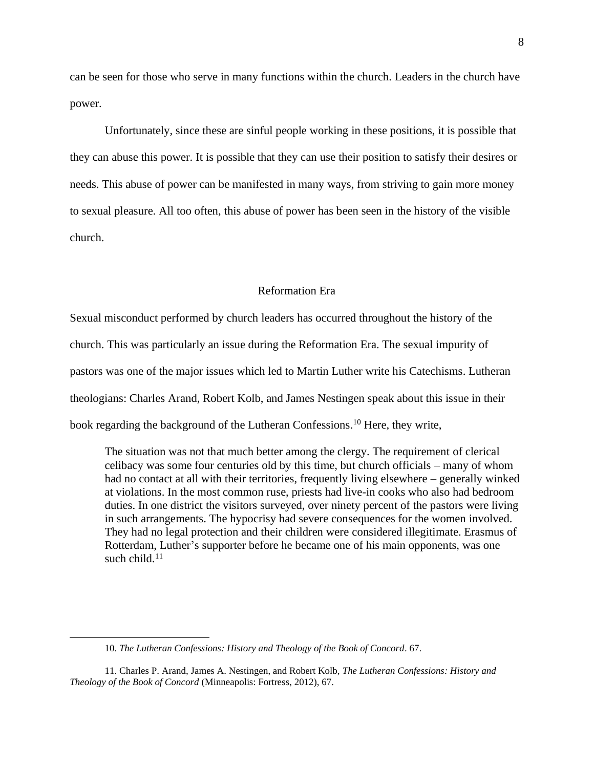can be seen for those who serve in many functions within the church. Leaders in the church have power.

Unfortunately, since these are sinful people working in these positions, it is possible that they can abuse this power. It is possible that they can use their position to satisfy their desires or needs. This abuse of power can be manifested in many ways, from striving to gain more money to sexual pleasure. All too often, this abuse of power has been seen in the history of the visible church.

## Reformation Era

Sexual misconduct performed by church leaders has occurred throughout the history of the church. This was particularly an issue during the Reformation Era. The sexual impurity of pastors was one of the major issues which led to Martin Luther write his Catechisms. Lutheran theologians: Charles Arand, Robert Kolb, and James Nestingen speak about this issue in their book regarding the background of the Lutheran Confessions.[10] Here, they write,

> The situation was not that much better among the clergy. The requirement of clerical celibacy was some four centuries old by this time, but church officials – many of whom had no contact at all with their territories, frequently living elsewhere – generally winked at violations. In the most common ruse, priests had live-in cooks who also had bedroom duties. In one district the visitors surveyed, over ninety percent of the pastors were living in such arrangements. The hypocrisy had severe consequences for the women involved. They had no legal protection and their children were considered illegitimate. Erasmus of Rotterdam, Luther's supporter before he became one of his main opponents, was one such child.[11]

---

10. *The Lutheran Confessions: History and Theology of the Book of Concord*. 67.

11. Charles P. Arand, James A. Nestingen, and Robert Kolb, *The Lutheran Confessions: History and Theology of the Book of Concord* (Minneapolis: Fortress, 2012), 67.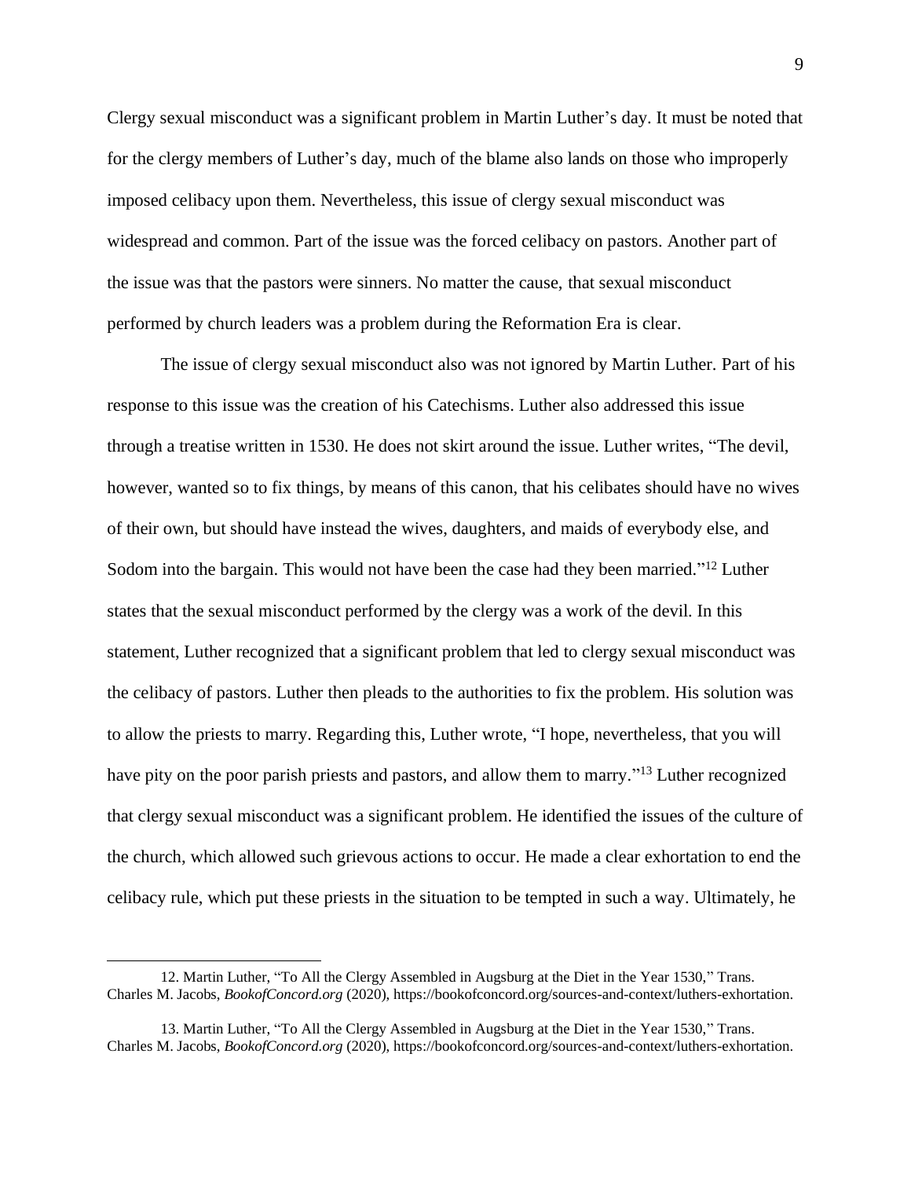Clergy sexual misconduct was a significant problem in Martin Luther's day. It must be noted that for the clergy members of Luther's day, much of the blame also lands on those who improperly imposed celibacy upon them. Nevertheless, this issue of clergy sexual misconduct was widespread and common. Part of the issue was the forced celibacy on pastors. Another part of the issue was that the pastors were sinners. No matter the cause, that sexual misconduct performed by church leaders was a problem during the Reformation Era is clear.

The issue of clergy sexual misconduct also was not ignored by Martin Luther. Part of his response to this issue was the creation of his Catechisms. Luther also addressed this issue through a treatise written in 1530. He does not skirt around the issue. Luther writes, "The devil, however, wanted so to fix things, by means of this canon, that his celibates should have no wives of their own, but should have instead the wives, daughters, and maids of everybody else, and Sodom into the bargain. This would not have been the case had they been married."[12] Luther states that the sexual misconduct performed by the clergy was a work of the devil. In this statement, Luther recognized that a significant problem that led to clergy sexual misconduct was the celibacy of pastors. Luther then pleads to the authorities to fix the problem. His solution was to allow the priests to marry. Regarding this, Luther wrote, "I hope, nevertheless, that you will have pity on the poor parish priests and pastors, and allow them to marry."[13] Luther recognized that clergy sexual misconduct was a significant problem. He identified the issues of the culture of the church, which allowed such grievous actions to occur. He made a clear exhortation to end the celibacy rule, which put these priests in the situation to be tempted in such a way. Ultimately, he

---

12. Martin Luther, "To All the Clergy Assembled in Augsburg at the Diet in the Year 1530," Trans. Charles M. Jacobs, *BookofConcord.org* (2020), https://bookofconcord.org/sources-and-context/luthers-exhortation.

13. Martin Luther, "To All the Clergy Assembled in Augsburg at the Diet in the Year 1530," Trans. Charles M. Jacobs, *BookofConcord.org* (2020), https://bookofconcord.org/sources-and-context/luthers-exhortation.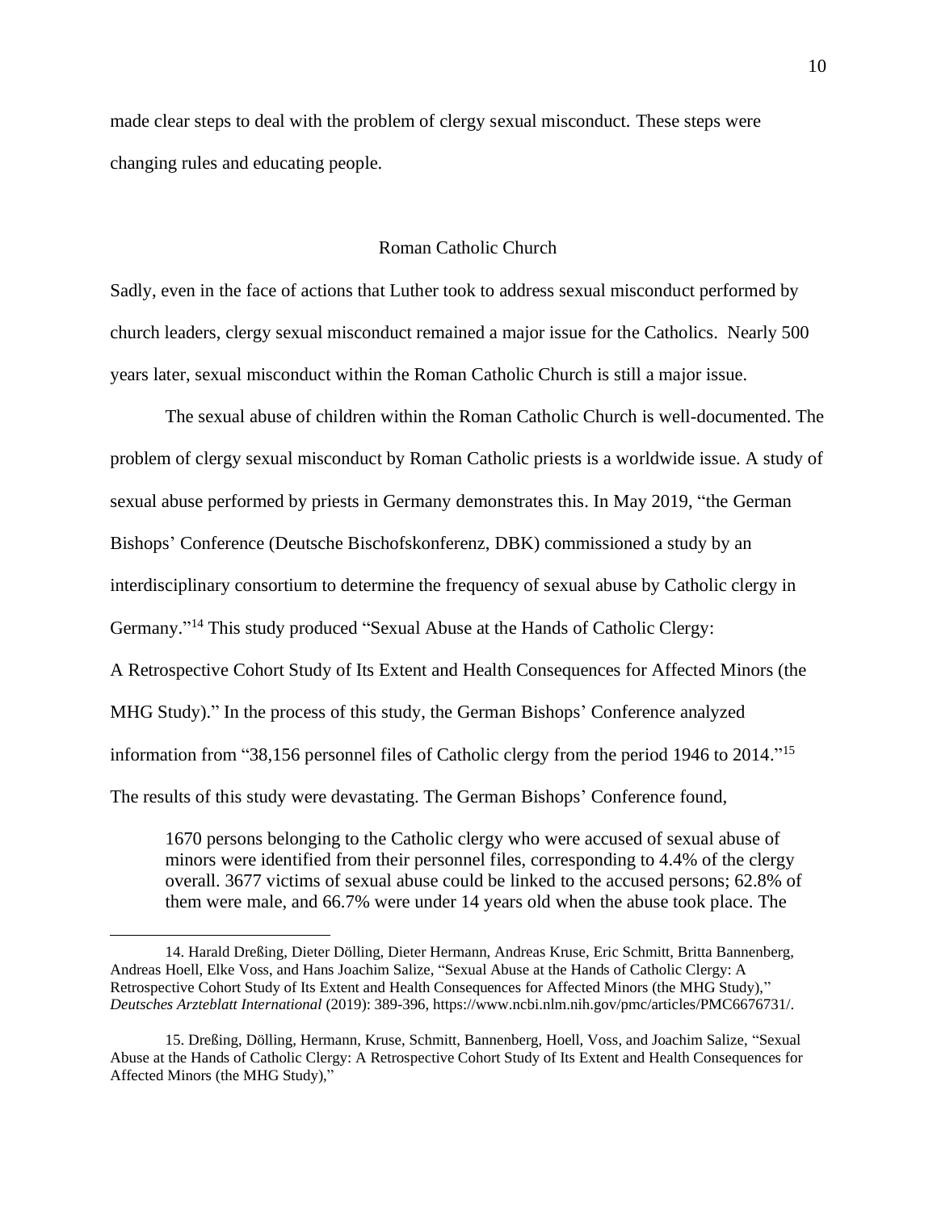made clear steps to deal with the problem of clergy sexual misconduct. These steps were changing rules and educating people.

## Roman Catholic Church

Sadly, even in the face of actions that Luther took to address sexual misconduct performed by church leaders, clergy sexual misconduct remained a major issue for the Catholics. Nearly 500 years later, sexual misconduct within the Roman Catholic Church is still a major issue.

The sexual abuse of children within the Roman Catholic Church is well-documented. The problem of clergy sexual misconduct by Roman Catholic priests is a worldwide issue. A study of sexual abuse performed by priests in Germany demonstrates this. In May 2019, "the German Bishops' Conference (Deutsche Bischofskonferenz, DBK) commissioned a study by an interdisciplinary consortium to determine the frequency of sexual abuse by Catholic clergy in Germany."[14] This study produced "Sexual Abuse at the Hands of Catholic Clergy: A Retrospective Cohort Study of Its Extent and Health Consequences for Affected Minors (the MHG Study)." In the process of this study, the German Bishops' Conference analyzed information from "38,156 personnel files of Catholic clergy from the period 1946 to 2014."[15] The results of this study were devastating. The German Bishops' Conference found,

> 1670 persons belonging to the Catholic clergy who were accused of sexual abuse of minors were identified from their personnel files, corresponding to 4.4% of the clergy overall. 3677 victims of sexual abuse could be linked to the accused persons; 62.8% of them were male, and 66.7% were under 14 years old when the abuse took place. The

---

14. Harald Dreßing, Dieter Dölling, Dieter Hermann, Andreas Kruse, Eric Schmitt, Britta Bannenberg, Andreas Hoell, Elke Voss, and Hans Joachim Salize, "Sexual Abuse at the Hands of Catholic Clergy: A Retrospective Cohort Study of Its Extent and Health Consequences for Affected Minors (the MHG Study)," *Deutsches Arzteblatt International* (2019): 389-396, https://www.ncbi.nlm.nih.gov/pmc/articles/PMC6676731/.

15. Dreßing, Dölling, Hermann, Kruse, Schmitt, Bannenberg, Hoell, Voss, and Joachim Salize, "Sexual Abuse at the Hands of Catholic Clergy: A Retrospective Cohort Study of Its Extent and Health Consequences for Affected Minors (the MHG Study),"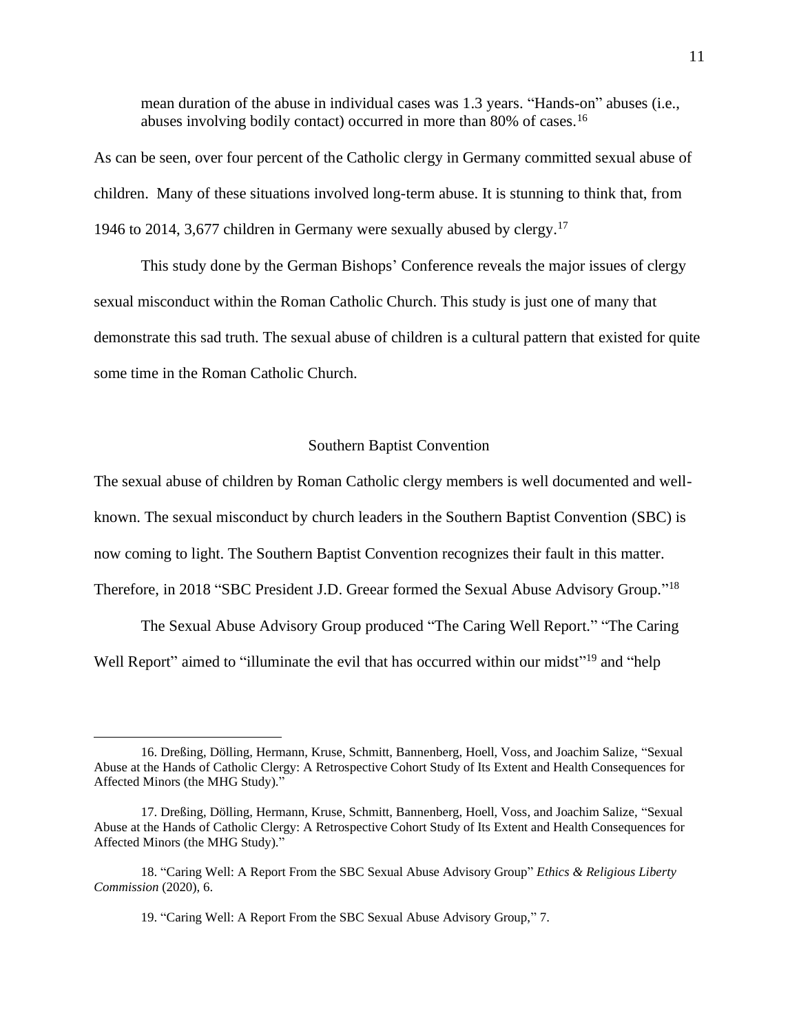mean duration of the abuse in individual cases was 1.3 years. "Hands-on" abuses (i.e., abuses involving bodily contact) occurred in more than 80% of cases.[16]

As can be seen, over four percent of the Catholic clergy in Germany committed sexual abuse of children. Many of these situations involved long-term abuse. It is stunning to think that, from 1946 to 2014, 3,677 children in Germany were sexually abused by clergy.[17]

This study done by the German Bishops' Conference reveals the major issues of clergy sexual misconduct within the Roman Catholic Church. This study is just one of many that demonstrate this sad truth. The sexual abuse of children is a cultural pattern that existed for quite some time in the Roman Catholic Church.

## Southern Baptist Convention

The sexual abuse of children by Roman Catholic clergy members is well documented and well-known. The sexual misconduct by church leaders in the Southern Baptist Convention (SBC) is now coming to light. The Southern Baptist Convention recognizes their fault in this matter. Therefore, in 2018 "SBC President J.D. Greear formed the Sexual Abuse Advisory Group."[18]

The Sexual Abuse Advisory Group produced "The Caring Well Report." "The Caring Well Report" aimed to "illuminate the evil that has occurred within our midst"[19] and "help

---

16. Dreßing, Dölling, Hermann, Kruse, Schmitt, Bannenberg, Hoell, Voss, and Joachim Salize, "Sexual Abuse at the Hands of Catholic Clergy: A Retrospective Cohort Study of Its Extent and Health Consequences for Affected Minors (the MHG Study)."

17. Dreßing, Dölling, Hermann, Kruse, Schmitt, Bannenberg, Hoell, Voss, and Joachim Salize, "Sexual Abuse at the Hands of Catholic Clergy: A Retrospective Cohort Study of Its Extent and Health Consequences for Affected Minors (the MHG Study)."

18. "Caring Well: A Report From the SBC Sexual Abuse Advisory Group" *Ethics & Religious Liberty Commission* (2020), 6.

19. "Caring Well: A Report From the SBC Sexual Abuse Advisory Group," 7.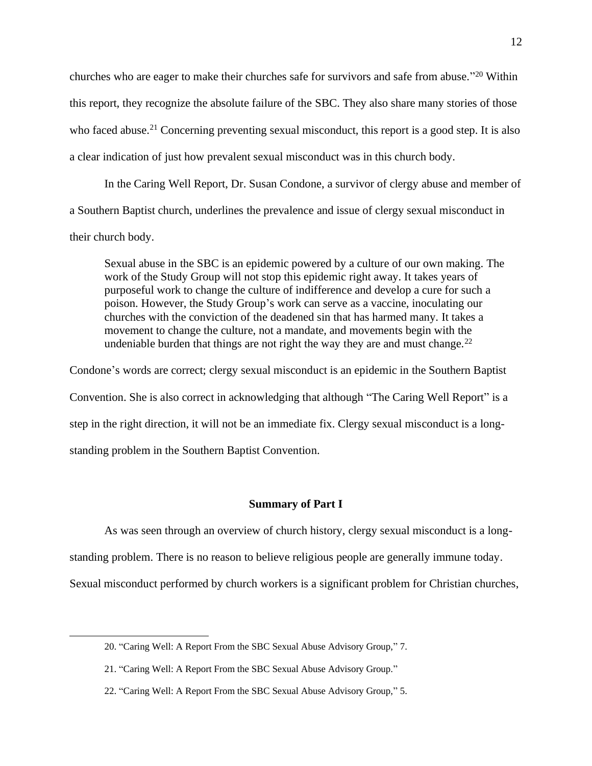churches who are eager to make their churches safe for survivors and safe from abuse."[20] Within this report, they recognize the absolute failure of the SBC. They also share many stories of those who faced abuse.[21] Concerning preventing sexual misconduct, this report is a good step. It is also a clear indication of just how prevalent sexual misconduct was in this church body.

In the Caring Well Report, Dr. Susan Condone, a survivor of clergy abuse and member of a Southern Baptist church, underlines the prevalence and issue of clergy sexual misconduct in their church body.

> Sexual abuse in the SBC is an epidemic powered by a culture of our own making. The work of the Study Group will not stop this epidemic right away. It takes years of purposeful work to change the culture of indifference and develop a cure for such a poison. However, the Study Group's work can serve as a vaccine, inoculating our churches with the conviction of the deadened sin that has harmed many. It takes a movement to change the culture, not a mandate, and movements begin with the undeniable burden that things are not right the way they are and must change.[22]

Condone's words are correct; clergy sexual misconduct is an epidemic in the Southern Baptist Convention. She is also correct in acknowledging that although "The Caring Well Report" is a step in the right direction, it will not be an immediate fix. Clergy sexual misconduct is a long-standing problem in the Southern Baptist Convention.

### Summary of Part I

As was seen through an overview of church history, clergy sexual misconduct is a long-standing problem. There is no reason to believe religious people are generally immune today. Sexual misconduct performed by church workers is a significant problem for Christian churches,

---

20. "Caring Well: A Report From the SBC Sexual Abuse Advisory Group," 7.

21. "Caring Well: A Report From the SBC Sexual Abuse Advisory Group."

22. "Caring Well: A Report From the SBC Sexual Abuse Advisory Group," 5.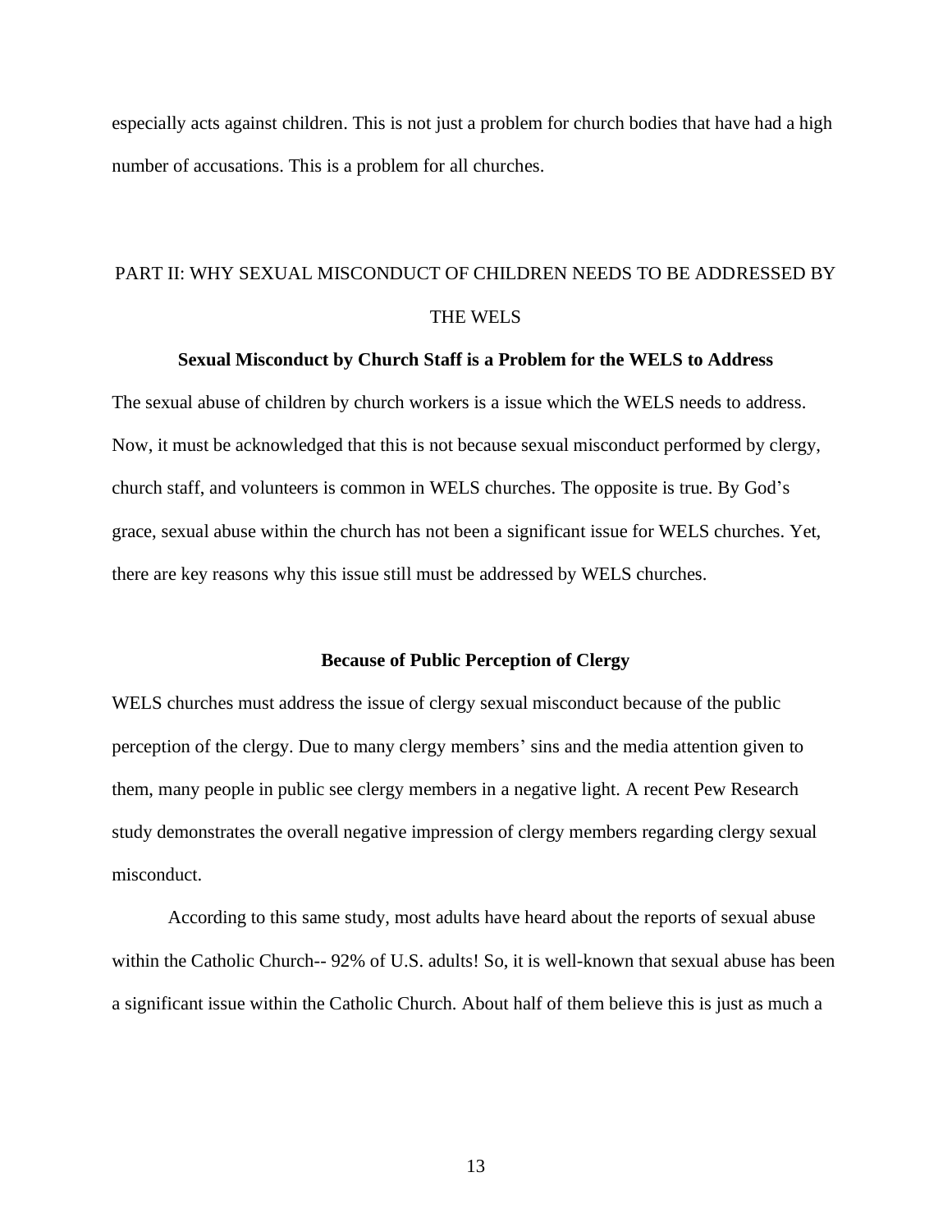especially acts against children. This is not just a problem for church bodies that have had a high number of accusations. This is a problem for all churches.

## PART II: WHY SEXUAL MISCONDUCT OF CHILDREN NEEDS TO BE ADDRESSED BY THE WELS

### Sexual Misconduct by Church Staff is a Problem for the WELS to Address

The sexual abuse of children by church workers is a issue which the WELS needs to address. Now, it must be acknowledged that this is not because sexual misconduct performed by clergy, church staff, and volunteers is common in WELS churches. The opposite is true. By God's grace, sexual abuse within the church has not been a significant issue for WELS churches. Yet, there are key reasons why this issue still must be addressed by WELS churches.

### Because of Public Perception of Clergy

WELS churches must address the issue of clergy sexual misconduct because of the public perception of the clergy. Due to many clergy members' sins and the media attention given to them, many people in public see clergy members in a negative light. A recent Pew Research study demonstrates the overall negative impression of clergy members regarding clergy sexual misconduct.

According to this same study, most adults have heard about the reports of sexual abuse within the Catholic Church-- 92% of U.S. adults! So, it is well-known that sexual abuse has been a significant issue within the Catholic Church. About half of them believe this is just as much a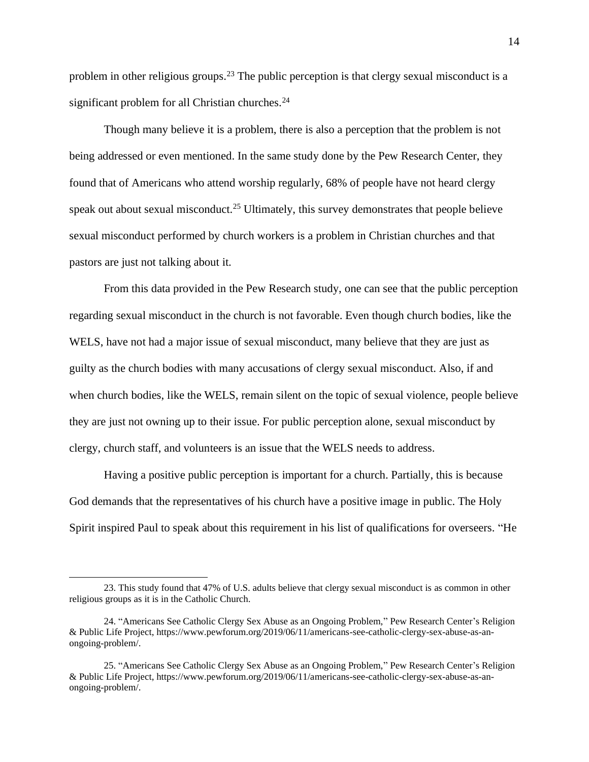problem in other religious groups.[23] The public perception is that clergy sexual misconduct is a significant problem for all Christian churches.[24]

Though many believe it is a problem, there is also a perception that the problem is not being addressed or even mentioned. In the same study done by the Pew Research Center, they found that of Americans who attend worship regularly, 68% of people have not heard clergy speak out about sexual misconduct.[25] Ultimately, this survey demonstrates that people believe sexual misconduct performed by church workers is a problem in Christian churches and that pastors are just not talking about it.

From this data provided in the Pew Research study, one can see that the public perception regarding sexual misconduct in the church is not favorable. Even though church bodies, like the WELS, have not had a major issue of sexual misconduct, many believe that they are just as guilty as the church bodies with many accusations of clergy sexual misconduct. Also, if and when church bodies, like the WELS, remain silent on the topic of sexual violence, people believe they are just not owning up to their issue. For public perception alone, sexual misconduct by clergy, church staff, and volunteers is an issue that the WELS needs to address.

Having a positive public perception is important for a church. Partially, this is because God demands that the representatives of his church have a positive image in public. The Holy Spirit inspired Paul to speak about this requirement in his list of qualifications for overseers. "He

---

23. This study found that 47% of U.S. adults believe that clergy sexual misconduct is as common in other religious groups as it is in the Catholic Church.

24. "Americans See Catholic Clergy Sex Abuse as an Ongoing Problem," Pew Research Center's Religion & Public Life Project, https://www.pewforum.org/2019/06/11/americans-see-catholic-clergy-sex-abuse-as-an-ongoing-problem/.

25. "Americans See Catholic Clergy Sex Abuse as an Ongoing Problem," Pew Research Center's Religion & Public Life Project, https://www.pewforum.org/2019/06/11/americans-see-catholic-clergy-sex-abuse-as-an-ongoing-problem/.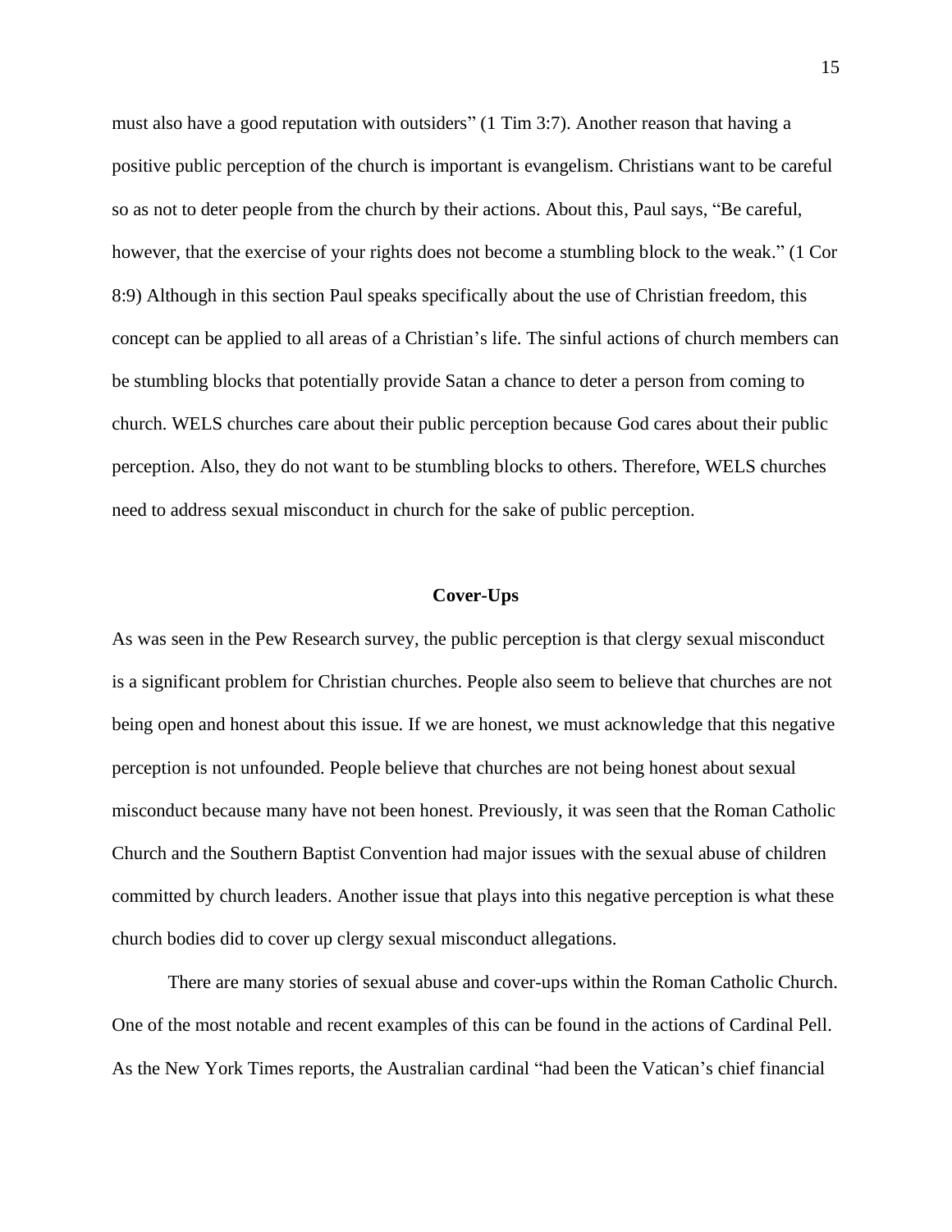must also have a good reputation with outsiders" (1 Tim 3:7). Another reason that having a positive public perception of the church is important is evangelism. Christians want to be careful so as not to deter people from the church by their actions. About this, Paul says, "Be careful, however, that the exercise of your rights does not become a stumbling block to the weak." (1 Cor 8:9) Although in this section Paul speaks specifically about the use of Christian freedom, this concept can be applied to all areas of a Christian's life. The sinful actions of church members can be stumbling blocks that potentially provide Satan a chance to deter a person from coming to church. WELS churches care about their public perception because God cares about their public perception. Also, they do not want to be stumbling blocks to others. Therefore, WELS churches need to address sexual misconduct in church for the sake of public perception.

## Cover-Ups

As was seen in the Pew Research survey, the public perception is that clergy sexual misconduct is a significant problem for Christian churches. People also seem to believe that churches are not being open and honest about this issue. If we are honest, we must acknowledge that this negative perception is not unfounded. People believe that churches are not being honest about sexual misconduct because many have not been honest. Previously, it was seen that the Roman Catholic Church and the Southern Baptist Convention had major issues with the sexual abuse of children committed by church leaders. Another issue that plays into this negative perception is what these church bodies did to cover up clergy sexual misconduct allegations.

There are many stories of sexual abuse and cover-ups within the Roman Catholic Church. One of the most notable and recent examples of this can be found in the actions of Cardinal Pell. As the New York Times reports, the Australian cardinal "had been the Vatican's chief financial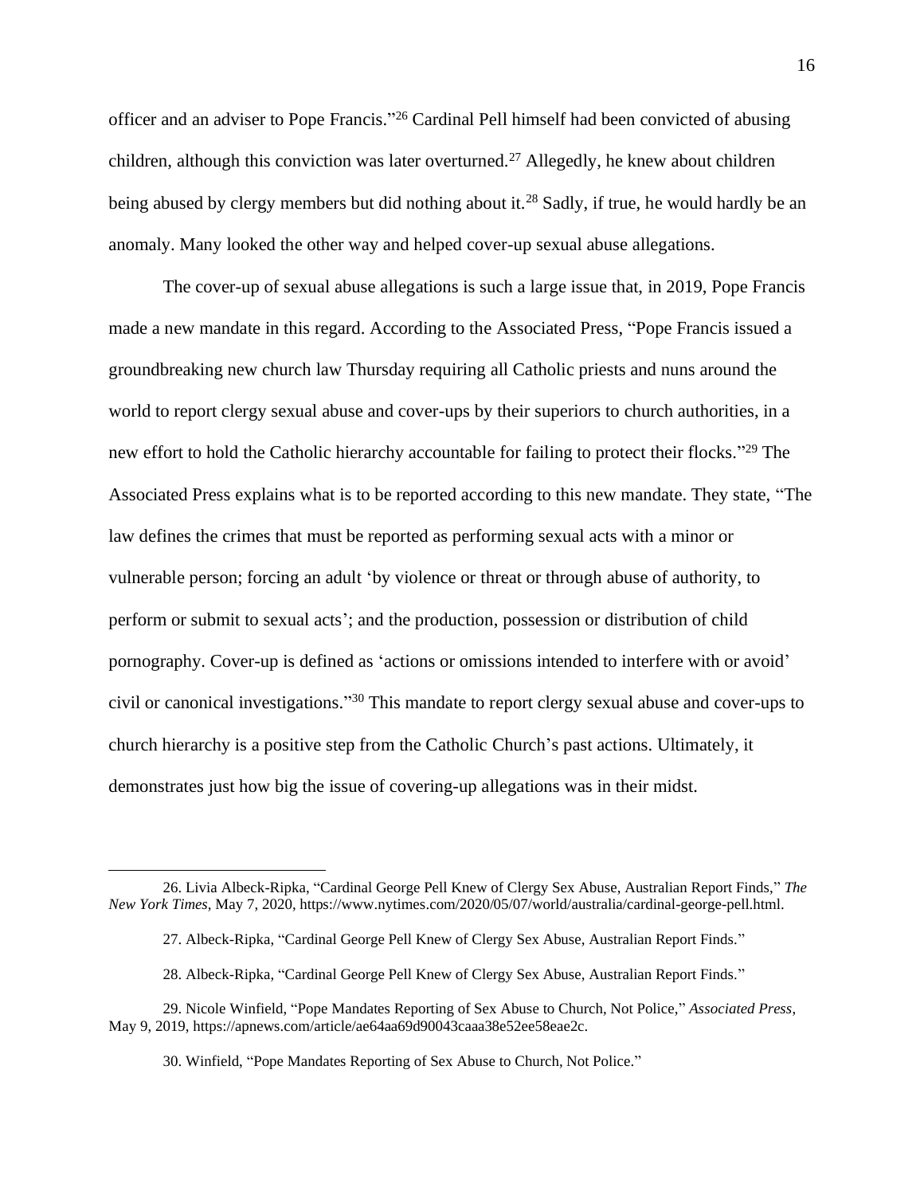officer and an adviser to Pope Francis."[26] Cardinal Pell himself had been convicted of abusing children, although this conviction was later overturned.[27] Allegedly, he knew about children being abused by clergy members but did nothing about it.[28] Sadly, if true, he would hardly be an anomaly. Many looked the other way and helped cover-up sexual abuse allegations.

The cover-up of sexual abuse allegations is such a large issue that, in 2019, Pope Francis made a new mandate in this regard. According to the Associated Press, "Pope Francis issued a groundbreaking new church law Thursday requiring all Catholic priests and nuns around the world to report clergy sexual abuse and cover-ups by their superiors to church authorities, in a new effort to hold the Catholic hierarchy accountable for failing to protect their flocks."[29] The Associated Press explains what is to be reported according to this new mandate. They state, "The law defines the crimes that must be reported as performing sexual acts with a minor or vulnerable person; forcing an adult 'by violence or threat or through abuse of authority, to perform or submit to sexual acts'; and the production, possession or distribution of child pornography. Cover-up is defined as 'actions or omissions intended to interfere with or avoid' civil or canonical investigations."[30] This mandate to report clergy sexual abuse and cover-ups to church hierarchy is a positive step from the Catholic Church's past actions. Ultimately, it demonstrates just how big the issue of covering-up allegations was in their midst.

---

26. Livia Albeck-Ripka, "Cardinal George Pell Knew of Clergy Sex Abuse, Australian Report Finds," *The New York Times*, May 7, 2020, https://www.nytimes.com/2020/05/07/world/australia/cardinal-george-pell.html.

27. Albeck-Ripka, "Cardinal George Pell Knew of Clergy Sex Abuse, Australian Report Finds."

28. Albeck-Ripka, "Cardinal George Pell Knew of Clergy Sex Abuse, Australian Report Finds."

29. Nicole Winfield, "Pope Mandates Reporting of Sex Abuse to Church, Not Police," *Associated Press*, May 9, 2019, https://apnews.com/article/ae64aa69d90043caaa38e52ee58eae2c.

30. Winfield, "Pope Mandates Reporting of Sex Abuse to Church, Not Police."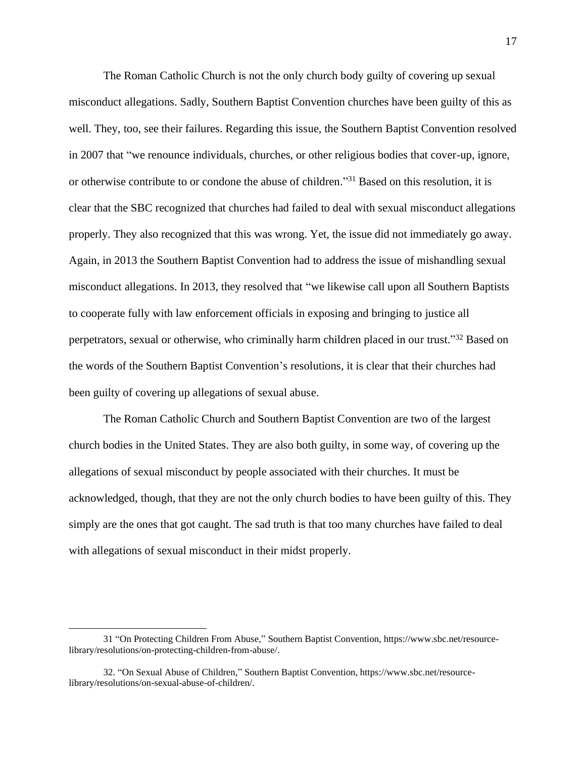The Roman Catholic Church is not the only church body guilty of covering up sexual misconduct allegations. Sadly, Southern Baptist Convention churches have been guilty of this as well. They, too, see their failures. Regarding this issue, the Southern Baptist Convention resolved in 2007 that "we renounce individuals, churches, or other religious bodies that cover-up, ignore, or otherwise contribute to or condone the abuse of children."[31] Based on this resolution, it is clear that the SBC recognized that churches had failed to deal with sexual misconduct allegations properly. They also recognized that this was wrong. Yet, the issue did not immediately go away. Again, in 2013 the Southern Baptist Convention had to address the issue of mishandling sexual misconduct allegations. In 2013, they resolved that "we likewise call upon all Southern Baptists to cooperate fully with law enforcement officials in exposing and bringing to justice all perpetrators, sexual or otherwise, who criminally harm children placed in our trust."[32] Based on the words of the Southern Baptist Convention's resolutions, it is clear that their churches had been guilty of covering up allegations of sexual abuse.

The Roman Catholic Church and Southern Baptist Convention are two of the largest church bodies in the United States. They are also both guilty, in some way, of covering up the allegations of sexual misconduct by people associated with their churches. It must be acknowledged, though, that they are not the only church bodies to have been guilty of this. They simply are the ones that got caught. The sad truth is that too many churches have failed to deal with allegations of sexual misconduct in their midst properly.

---

31 "On Protecting Children From Abuse," Southern Baptist Convention, https://www.sbc.net/resource-library/resolutions/on-protecting-children-from-abuse/.

32. "On Sexual Abuse of Children," Southern Baptist Convention, https://www.sbc.net/resource-library/resolutions/on-sexual-abuse-of-children/.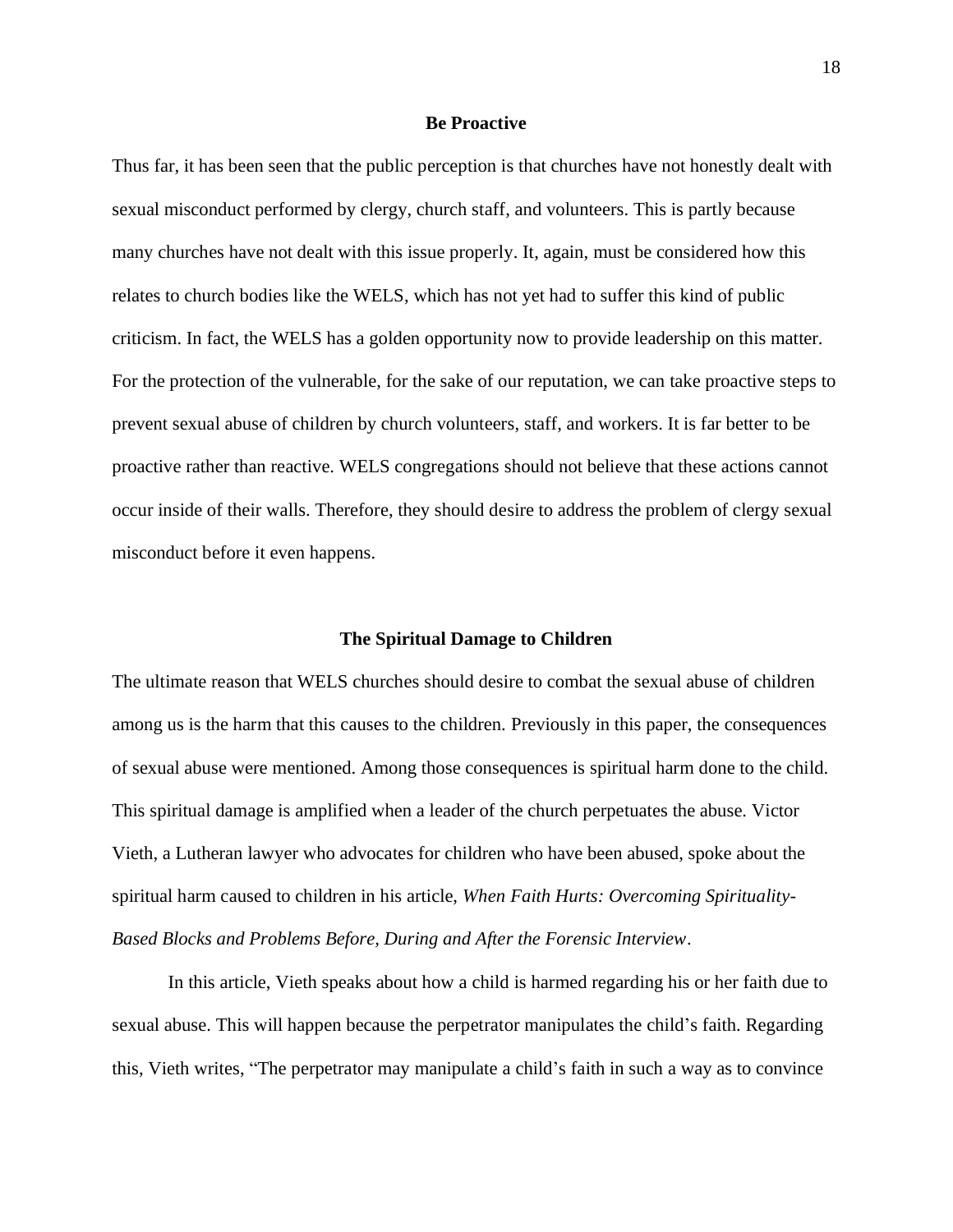## Be Proactive

Thus far, it has been seen that the public perception is that churches have not honestly dealt with sexual misconduct performed by clergy, church staff, and volunteers. This is partly because many churches have not dealt with this issue properly. It, again, must be considered how this relates to church bodies like the WELS, which has not yet had to suffer this kind of public criticism. In fact, the WELS has a golden opportunity now to provide leadership on this matter. For the protection of the vulnerable, for the sake of our reputation, we can take proactive steps to prevent sexual abuse of children by church volunteers, staff, and workers. It is far better to be proactive rather than reactive. WELS congregations should not believe that these actions cannot occur inside of their walls. Therefore, they should desire to address the problem of clergy sexual misconduct before it even happens.

## The Spiritual Damage to Children

The ultimate reason that WELS churches should desire to combat the sexual abuse of children among us is the harm that this causes to the children. Previously in this paper, the consequences of sexual abuse were mentioned. Among those consequences is spiritual harm done to the child. This spiritual damage is amplified when a leader of the church perpetuates the abuse. Victor Vieth, a Lutheran lawyer who advocates for children who have been abused, spoke about the spiritual harm caused to children in his article, *When Faith Hurts: Overcoming Spirituality-Based Blocks and Problems Before, During and After the Forensic Interview*.

In this article, Vieth speaks about how a child is harmed regarding his or her faith due to sexual abuse. This will happen because the perpetrator manipulates the child's faith. Regarding this, Vieth writes, "The perpetrator may manipulate a child's faith in such a way as to convince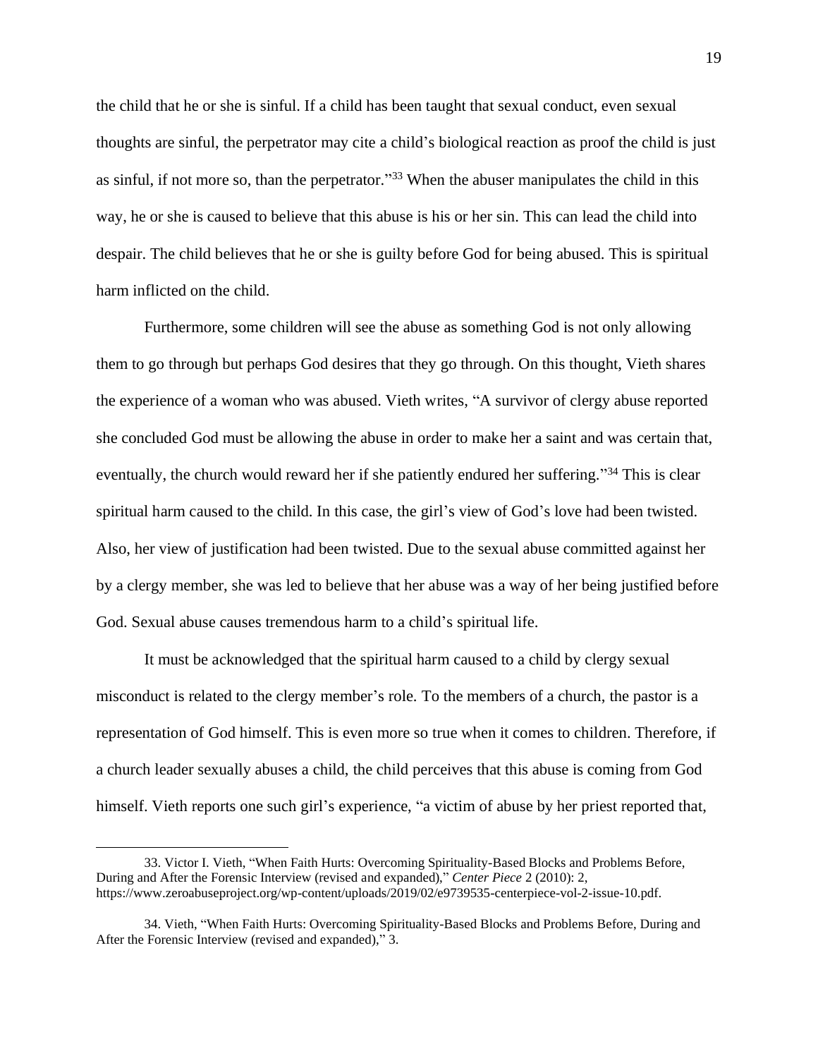the child that he or she is sinful. If a child has been taught that sexual conduct, even sexual thoughts are sinful, the perpetrator may cite a child's biological reaction as proof the child is just as sinful, if not more so, than the perpetrator."[33] When the abuser manipulates the child in this way, he or she is caused to believe that this abuse is his or her sin. This can lead the child into despair. The child believes that he or she is guilty before God for being abused. This is spiritual harm inflicted on the child.

Furthermore, some children will see the abuse as something God is not only allowing them to go through but perhaps God desires that they go through. On this thought, Vieth shares the experience of a woman who was abused. Vieth writes, "A survivor of clergy abuse reported she concluded God must be allowing the abuse in order to make her a saint and was certain that, eventually, the church would reward her if she patiently endured her suffering."[34] This is clear spiritual harm caused to the child. In this case, the girl's view of God's love had been twisted. Also, her view of justification had been twisted. Due to the sexual abuse committed against her by a clergy member, she was led to believe that her abuse was a way of her being justified before God. Sexual abuse causes tremendous harm to a child's spiritual life.

It must be acknowledged that the spiritual harm caused to a child by clergy sexual misconduct is related to the clergy member's role. To the members of a church, the pastor is a representation of God himself. This is even more so true when it comes to children. Therefore, if a church leader sexually abuses a child, the child perceives that this abuse is coming from God himself. Vieth reports one such girl's experience, "a victim of abuse by her priest reported that,

---

33. Victor I. Vieth, "When Faith Hurts: Overcoming Spirituality-Based Blocks and Problems Before, During and After the Forensic Interview (revised and expanded)," *Center Piece* 2 (2010): 2, https://www.zeroabuseproject.org/wp-content/uploads/2019/02/e9739535-centerpiece-vol-2-issue-10.pdf.

34. Vieth, "When Faith Hurts: Overcoming Spirituality-Based Blocks and Problems Before, During and After the Forensic Interview (revised and expanded)," 3.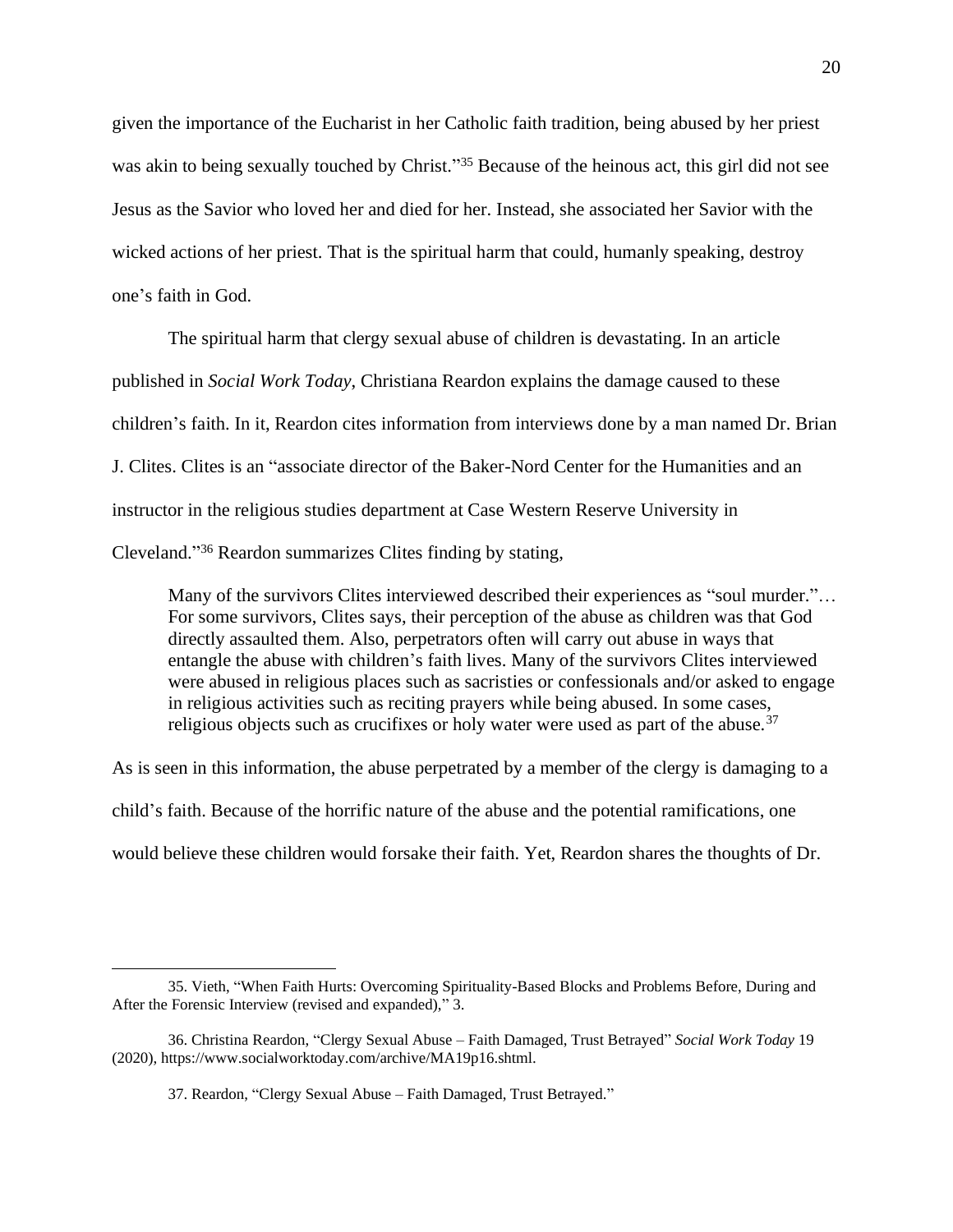given the importance of the Eucharist in her Catholic faith tradition, being abused by her priest was akin to being sexually touched by Christ."[35] Because of the heinous act, this girl did not see Jesus as the Savior who loved her and died for her. Instead, she associated her Savior with the wicked actions of her priest. That is the spiritual harm that could, humanly speaking, destroy one's faith in God.

The spiritual harm that clergy sexual abuse of children is devastating. In an article published in *Social Work Today*, Christiana Reardon explains the damage caused to these children's faith. In it, Reardon cites information from interviews done by a man named Dr. Brian J. Clites. Clites is an "associate director of the Baker-Nord Center for the Humanities and an instructor in the religious studies department at Case Western Reserve University in Cleveland."[36] Reardon summarizes Clites finding by stating,

> Many of the survivors Clites interviewed described their experiences as "soul murder."… For some survivors, Clites says, their perception of the abuse as children was that God directly assaulted them. Also, perpetrators often will carry out abuse in ways that entangle the abuse with children's faith lives. Many of the survivors Clites interviewed were abused in religious places such as sacristies or confessionals and/or asked to engage in religious activities such as reciting prayers while being abused. In some cases, religious objects such as crucifixes or holy water were used as part of the abuse.[37]

As is seen in this information, the abuse perpetrated by a member of the clergy is damaging to a child's faith. Because of the horrific nature of the abuse and the potential ramifications, one would believe these children would forsake their faith. Yet, Reardon shares the thoughts of Dr.

---

35. Vieth, "When Faith Hurts: Overcoming Spirituality-Based Blocks and Problems Before, During and After the Forensic Interview (revised and expanded)," 3.

36. Christina Reardon, "Clergy Sexual Abuse – Faith Damaged, Trust Betrayed" *Social Work Today* 19 (2020), https://www.socialworktoday.com/archive/MA19p16.shtml.

37. Reardon, "Clergy Sexual Abuse – Faith Damaged, Trust Betrayed."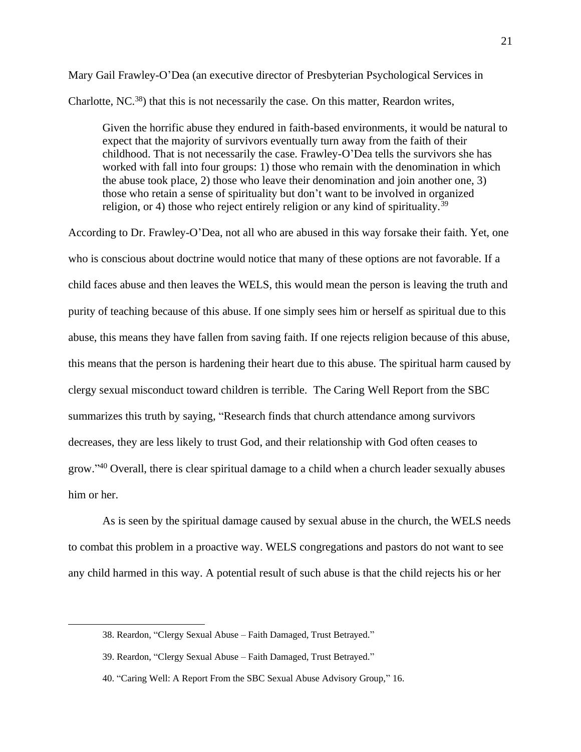Mary Gail Frawley-O'Dea (an executive director of Presbyterian Psychological Services in Charlotte, NC.[38]) that this is not necessarily the case. On this matter, Reardon writes,

> Given the horrific abuse they endured in faith-based environments, it would be natural to expect that the majority of survivors eventually turn away from the faith of their childhood. That is not necessarily the case. Frawley-O'Dea tells the survivors she has worked with fall into four groups: 1) those who remain with the denomination in which the abuse took place, 2) those who leave their denomination and join another one, 3) those who retain a sense of spirituality but don't want to be involved in organized religion, or 4) those who reject entirely religion or any kind of spirituality.[39]

According to Dr. Frawley-O'Dea, not all who are abused in this way forsake their faith. Yet, one who is conscious about doctrine would notice that many of these options are not favorable. If a child faces abuse and then leaves the WELS, this would mean the person is leaving the truth and purity of teaching because of this abuse. If one simply sees him or herself as spiritual due to this abuse, this means they have fallen from saving faith. If one rejects religion because of this abuse, this means that the person is hardening their heart due to this abuse. The spiritual harm caused by clergy sexual misconduct toward children is terrible. The Caring Well Report from the SBC summarizes this truth by saying, "Research finds that church attendance among survivors decreases, they are less likely to trust God, and their relationship with God often ceases to grow."[40] Overall, there is clear spiritual damage to a child when a church leader sexually abuses him or her.

As is seen by the spiritual damage caused by sexual abuse in the church, the WELS needs to combat this problem in a proactive way. WELS congregations and pastors do not want to see any child harmed in this way. A potential result of such abuse is that the child rejects his or her

---

38. Reardon, "Clergy Sexual Abuse – Faith Damaged, Trust Betrayed."

39. Reardon, "Clergy Sexual Abuse – Faith Damaged, Trust Betrayed."

40. "Caring Well: A Report From the SBC Sexual Abuse Advisory Group," 16.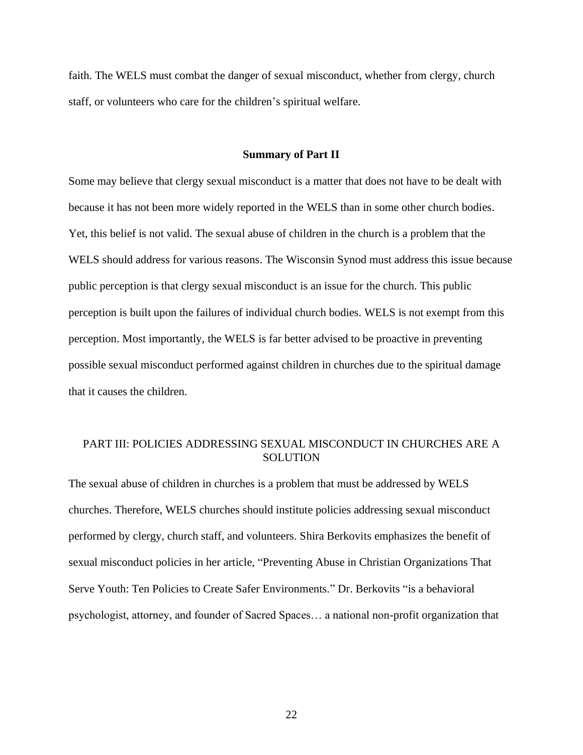faith. The WELS must combat the danger of sexual misconduct, whether from clergy, church staff, or volunteers who care for the children's spiritual welfare.

### Summary of Part II

Some may believe that clergy sexual misconduct is a matter that does not have to be dealt with because it has not been more widely reported in the WELS than in some other church bodies. Yet, this belief is not valid. The sexual abuse of children in the church is a problem that the WELS should address for various reasons. The Wisconsin Synod must address this issue because public perception is that clergy sexual misconduct is an issue for the church. This public perception is built upon the failures of individual church bodies. WELS is not exempt from this perception. Most importantly, the WELS is far better advised to be proactive in preventing possible sexual misconduct performed against children in churches due to the spiritual damage that it causes the children.

## PART III: POLICIES ADDRESSING SEXUAL MISCONDUCT IN CHURCHES ARE A SOLUTION

The sexual abuse of children in churches is a problem that must be addressed by WELS churches. Therefore, WELS churches should institute policies addressing sexual misconduct performed by clergy, church staff, and volunteers. Shira Berkovits emphasizes the benefit of sexual misconduct policies in her article, "Preventing Abuse in Christian Organizations That Serve Youth: Ten Policies to Create Safer Environments." Dr. Berkovits "is a behavioral psychologist, attorney, and founder of Sacred Spaces… a national non-profit organization that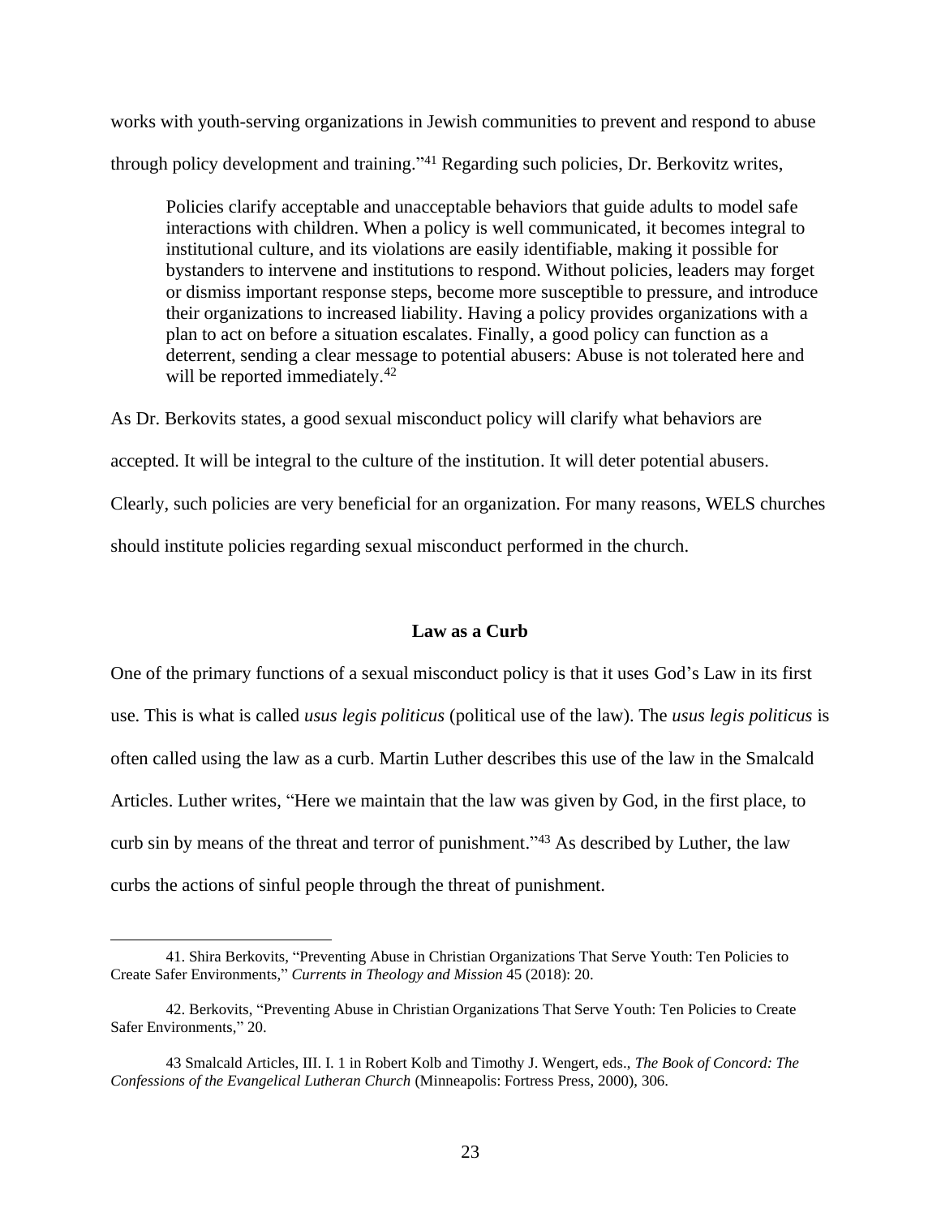works with youth-serving organizations in Jewish communities to prevent and respond to abuse through policy development and training."[41] Regarding such policies, Dr. Berkovitz writes,

> Policies clarify acceptable and unacceptable behaviors that guide adults to model safe interactions with children. When a policy is well communicated, it becomes integral to institutional culture, and its violations are easily identifiable, making it possible for bystanders to intervene and institutions to respond. Without policies, leaders may forget or dismiss important response steps, become more susceptible to pressure, and introduce their organizations to increased liability. Having a policy provides organizations with a plan to act on before a situation escalates. Finally, a good policy can function as a deterrent, sending a clear message to potential abusers: Abuse is not tolerated here and will be reported immediately.[42]

As Dr. Berkovits states, a good sexual misconduct policy will clarify what behaviors are accepted. It will be integral to the culture of the institution. It will deter potential abusers. Clearly, such policies are very beneficial for an organization. For many reasons, WELS churches should institute policies regarding sexual misconduct performed in the church.

### Law as a Curb

One of the primary functions of a sexual misconduct policy is that it uses God's Law in its first use. This is what is called *usus legis politicus* (political use of the law). The *usus legis politicus* is often called using the law as a curb. Martin Luther describes this use of the law in the Smalcald Articles. Luther writes, "Here we maintain that the law was given by God, in the first place, to curb sin by means of the threat and terror of punishment."[43] As described by Luther, the law curbs the actions of sinful people through the threat of punishment.

---

41. Shira Berkovits, "Preventing Abuse in Christian Organizations That Serve Youth: Ten Policies to Create Safer Environments," *Currents in Theology and Mission* 45 (2018): 20.

42. Berkovits, "Preventing Abuse in Christian Organizations That Serve Youth: Ten Policies to Create Safer Environments," 20.

43 Smalcald Articles, III. I. 1 in Robert Kolb and Timothy J. Wengert, eds., *The Book of Concord: The Confessions of the Evangelical Lutheran Church* (Minneapolis: Fortress Press, 2000), 306.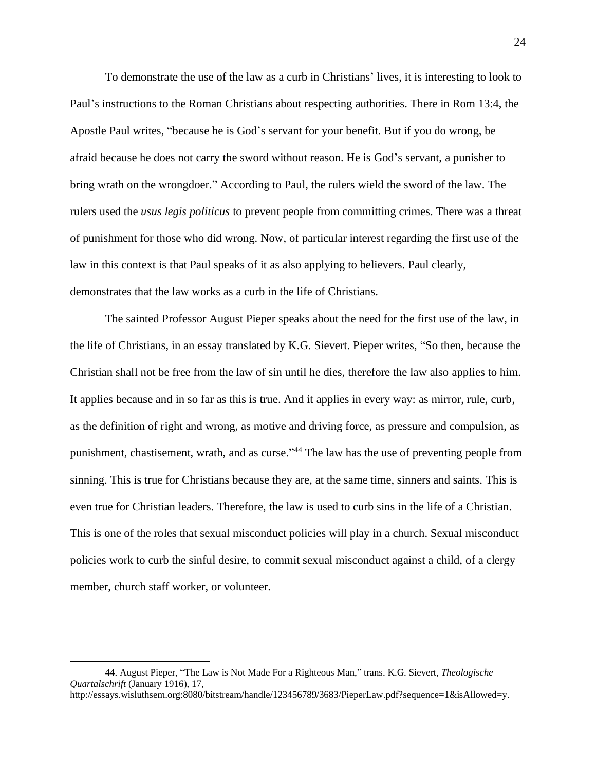To demonstrate the use of the law as a curb in Christians' lives, it is interesting to look to Paul's instructions to the Roman Christians about respecting authorities. There in Rom 13:4, the Apostle Paul writes, "because he is God's servant for your benefit. But if you do wrong, be afraid because he does not carry the sword without reason. He is God's servant, a punisher to bring wrath on the wrongdoer." According to Paul, the rulers wield the sword of the law. The rulers used the *usus legis politicus* to prevent people from committing crimes. There was a threat of punishment for those who did wrong. Now, of particular interest regarding the first use of the law in this context is that Paul speaks of it as also applying to believers. Paul clearly, demonstrates that the law works as a curb in the life of Christians.

The sainted Professor August Pieper speaks about the need for the first use of the law, in the life of Christians, in an essay translated by K.G. Sievert. Pieper writes, "So then, because the Christian shall not be free from the law of sin until he dies, therefore the law also applies to him. It applies because and in so far as this is true. And it applies in every way: as mirror, rule, curb, as the definition of right and wrong, as motive and driving force, as pressure and compulsion, as punishment, chastisement, wrath, and as curse."[44] The law has the use of preventing people from sinning. This is true for Christians because they are, at the same time, sinners and saints. This is even true for Christian leaders. Therefore, the law is used to curb sins in the life of a Christian. This is one of the roles that sexual misconduct policies will play in a church. Sexual misconduct policies work to curb the sinful desire, to commit sexual misconduct against a child, of a clergy member, church staff worker, or volunteer.

---

44. August Pieper, "The Law is Not Made For a Righteous Man," trans. K.G. Sievert, *Theologische Quartalschrift* (January 1916), 17, http://essays.wisluthsem.org:8080/bitstream/handle/123456789/3683/PieperLaw.pdf?sequence=1&isAllowed=y.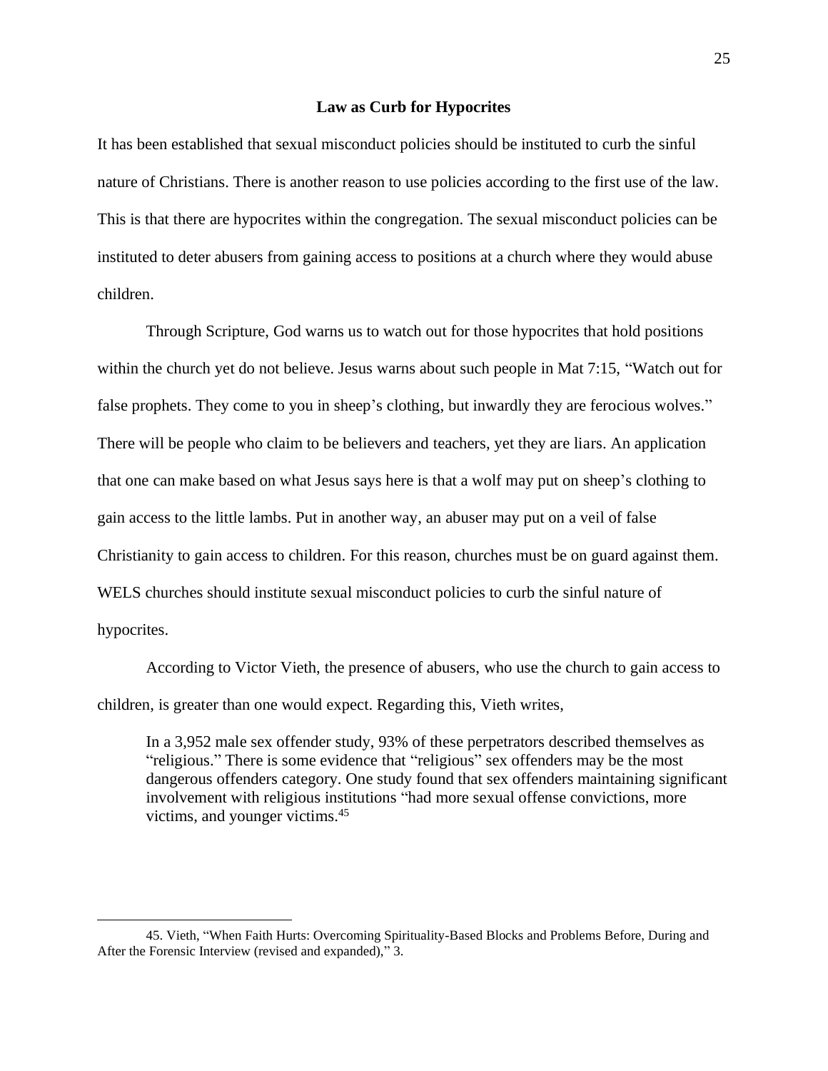## Law as Curb for Hypocrites

It has been established that sexual misconduct policies should be instituted to curb the sinful nature of Christians. There is another reason to use policies according to the first use of the law. This is that there are hypocrites within the congregation. The sexual misconduct policies can be instituted to deter abusers from gaining access to positions at a church where they would abuse children.

Through Scripture, God warns us to watch out for those hypocrites that hold positions within the church yet do not believe. Jesus warns about such people in Mat 7:15, "Watch out for false prophets. They come to you in sheep's clothing, but inwardly they are ferocious wolves." There will be people who claim to be believers and teachers, yet they are liars. An application that one can make based on what Jesus says here is that a wolf may put on sheep's clothing to gain access to the little lambs. Put in another way, an abuser may put on a veil of false Christianity to gain access to children. For this reason, churches must be on guard against them. WELS churches should institute sexual misconduct policies to curb the sinful nature of hypocrites.

According to Victor Vieth, the presence of abusers, who use the church to gain access to children, is greater than one would expect. Regarding this, Vieth writes,

> In a 3,952 male sex offender study, 93% of these perpetrators described themselves as "religious." There is some evidence that "religious" sex offenders may be the most dangerous offenders category. One study found that sex offenders maintaining significant involvement with religious institutions "had more sexual offense convictions, more victims, and younger victims.[45]

---

45. Vieth, "When Faith Hurts: Overcoming Spirituality-Based Blocks and Problems Before, During and After the Forensic Interview (revised and expanded)," 3.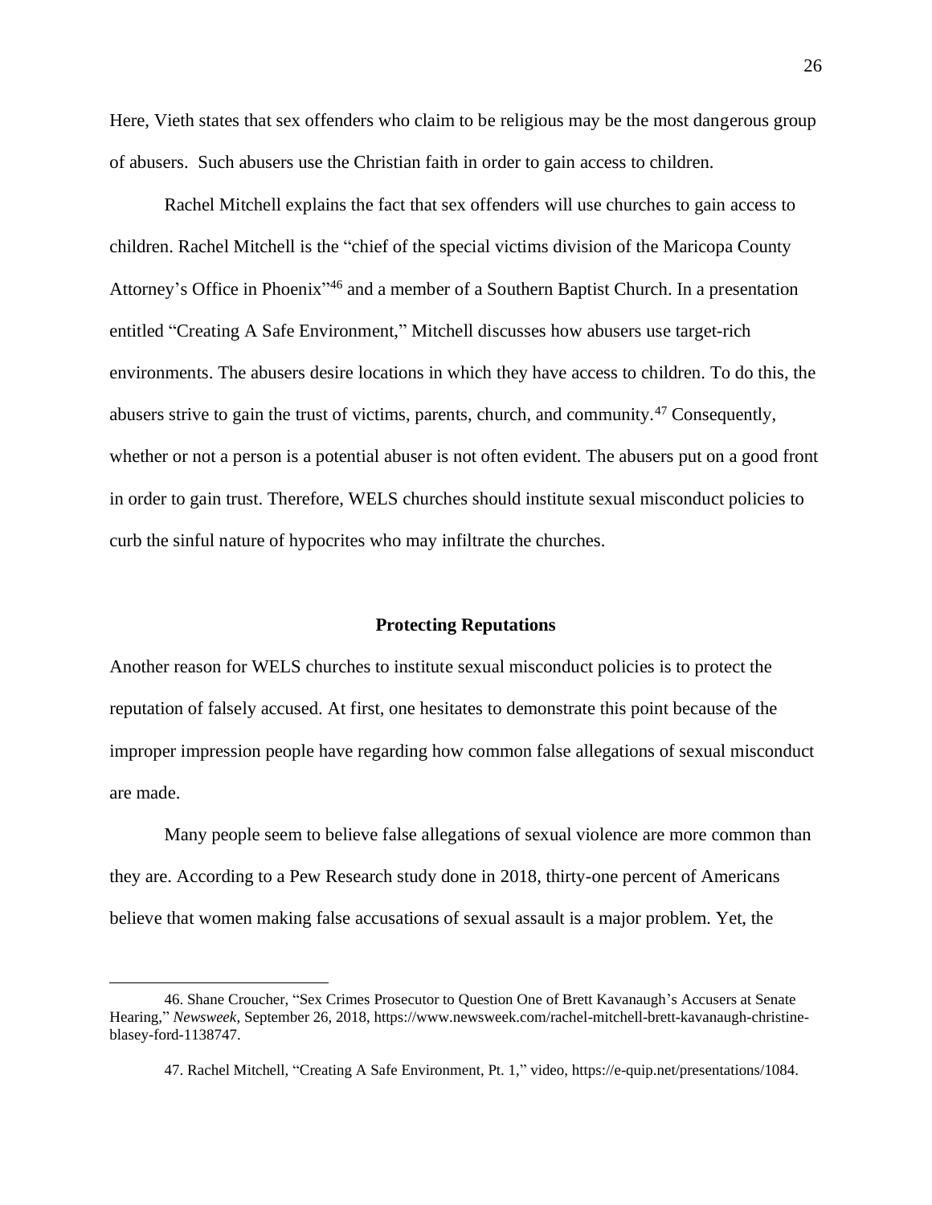Here, Vieth states that sex offenders who claim to be religious may be the most dangerous group of abusers. Such abusers use the Christian faith in order to gain access to children.

Rachel Mitchell explains the fact that sex offenders will use churches to gain access to children. Rachel Mitchell is the "chief of the special victims division of the Maricopa County Attorney's Office in Phoenix"[46] and a member of a Southern Baptist Church. In a presentation entitled "Creating A Safe Environment," Mitchell discusses how abusers use target-rich environments. The abusers desire locations in which they have access to children. To do this, the abusers strive to gain the trust of victims, parents, church, and community.[47] Consequently, whether or not a person is a potential abuser is not often evident. The abusers put on a good front in order to gain trust. Therefore, WELS churches should institute sexual misconduct policies to curb the sinful nature of hypocrites who may infiltrate the churches.

## Protecting Reputations

Another reason for WELS churches to institute sexual misconduct policies is to protect the reputation of falsely accused. At first, one hesitates to demonstrate this point because of the improper impression people have regarding how common false allegations of sexual misconduct are made.

Many people seem to believe false allegations of sexual violence are more common than they are. According to a Pew Research study done in 2018, thirty-one percent of Americans believe that women making false accusations of sexual assault is a major problem. Yet, the

---

46. Shane Croucher, "Sex Crimes Prosecutor to Question One of Brett Kavanaugh's Accusers at Senate Hearing," *Newsweek*, September 26, 2018, https://www.newsweek.com/rachel-mitchell-brett-kavanaugh-christine-blasey-ford-1138747.

47. Rachel Mitchell, "Creating A Safe Environment, Pt. 1," video, https://e-quip.net/presentations/1084.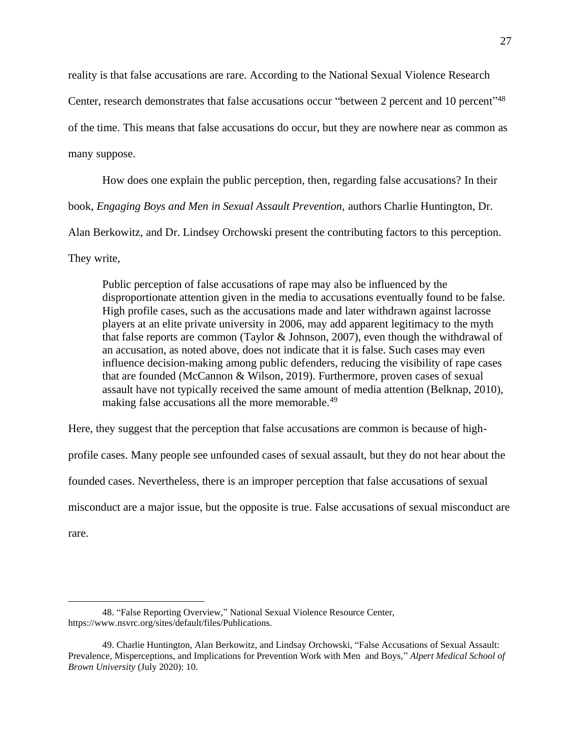reality is that false accusations are rare. According to the National Sexual Violence Research Center, research demonstrates that false accusations occur "between 2 percent and 10 percent"[48] of the time. This means that false accusations do occur, but they are nowhere near as common as many suppose.

How does one explain the public perception, then, regarding false accusations? In their book, *Engaging Boys and Men in Sexual Assault Prevention,* authors Charlie Huntington, Dr. Alan Berkowitz, and Dr. Lindsey Orchowski present the contributing factors to this perception. They write,

> Public perception of false accusations of rape may also be influenced by the disproportionate attention given in the media to accusations eventually found to be false. High profile cases, such as the accusations made and later withdrawn against lacrosse players at an elite private university in 2006, may add apparent legitimacy to the myth that false reports are common (Taylor & Johnson, 2007), even though the withdrawal of an accusation, as noted above, does not indicate that it is false. Such cases may even influence decision-making among public defenders, reducing the visibility of rape cases that are founded (McCannon & Wilson, 2019). Furthermore, proven cases of sexual assault have not typically received the same amount of media attention (Belknap, 2010), making false accusations all the more memorable.[49]

Here, they suggest that the perception that false accusations are common is because of high-profile cases. Many people see unfounded cases of sexual assault, but they do not hear about the founded cases. Nevertheless, there is an improper perception that false accusations of sexual misconduct are a major issue, but the opposite is true. False accusations of sexual misconduct are rare.

---

48. "False Reporting Overview," National Sexual Violence Resource Center, https://www.nsvrc.org/sites/default/files/Publications.

49. Charlie Huntington, Alan Berkowitz, and Lindsay Orchowski, "False Accusations of Sexual Assault: Prevalence, Misperceptions, and Implications for Prevention Work with Men and Boys," *Alpert Medical School of Brown University* (July 2020): 10.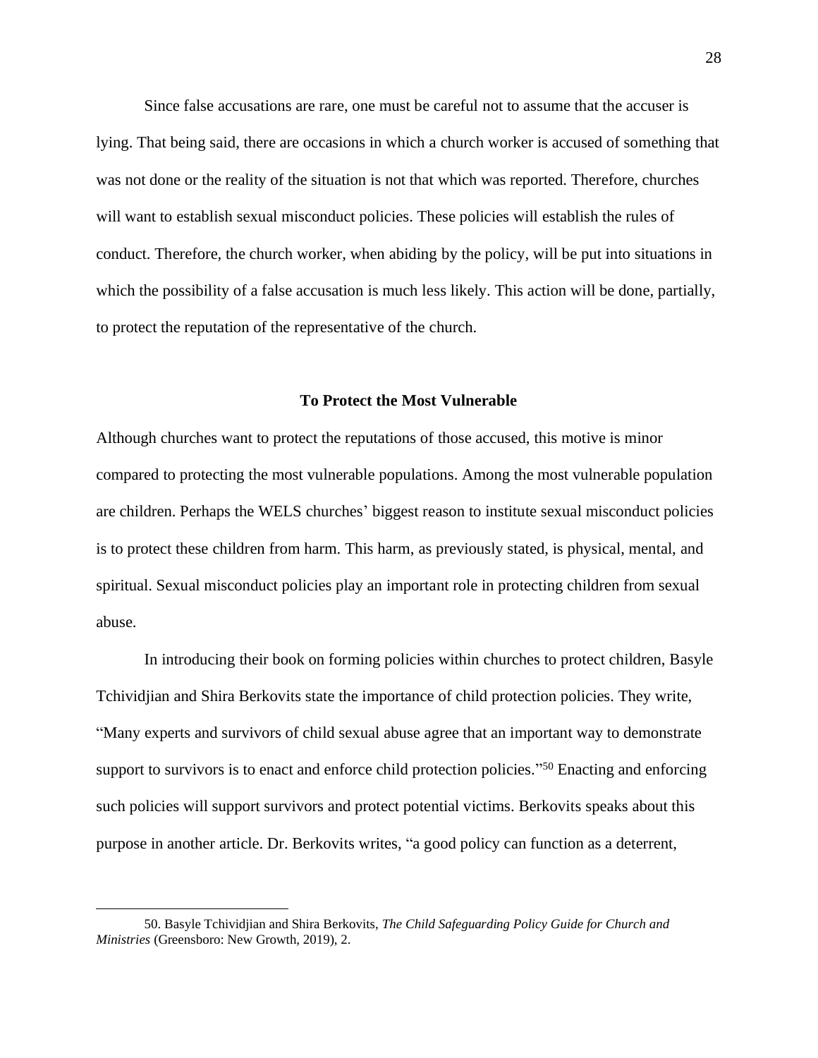Since false accusations are rare, one must be careful not to assume that the accuser is lying. That being said, there are occasions in which a church worker is accused of something that was not done or the reality of the situation is not that which was reported. Therefore, churches will want to establish sexual misconduct policies. These policies will establish the rules of conduct. Therefore, the church worker, when abiding by the policy, will be put into situations in which the possibility of a false accusation is much less likely. This action will be done, partially, to protect the reputation of the representative of the church.

### To Protect the Most Vulnerable

Although churches want to protect the reputations of those accused, this motive is minor compared to protecting the most vulnerable populations. Among the most vulnerable population are children. Perhaps the WELS churches' biggest reason to institute sexual misconduct policies is to protect these children from harm. This harm, as previously stated, is physical, mental, and spiritual. Sexual misconduct policies play an important role in protecting children from sexual abuse.

In introducing their book on forming policies within churches to protect children, Basyle Tchividjian and Shira Berkovits state the importance of child protection policies. They write, "Many experts and survivors of child sexual abuse agree that an important way to demonstrate support to survivors is to enact and enforce child protection policies."[50] Enacting and enforcing such policies will support survivors and protect potential victims. Berkovits speaks about this purpose in another article. Dr. Berkovits writes, "a good policy can function as a deterrent,

---

50. Basyle Tchividjian and Shira Berkovits, *The Child Safeguarding Policy Guide for Church and Ministries* (Greensboro: New Growth, 2019), 2.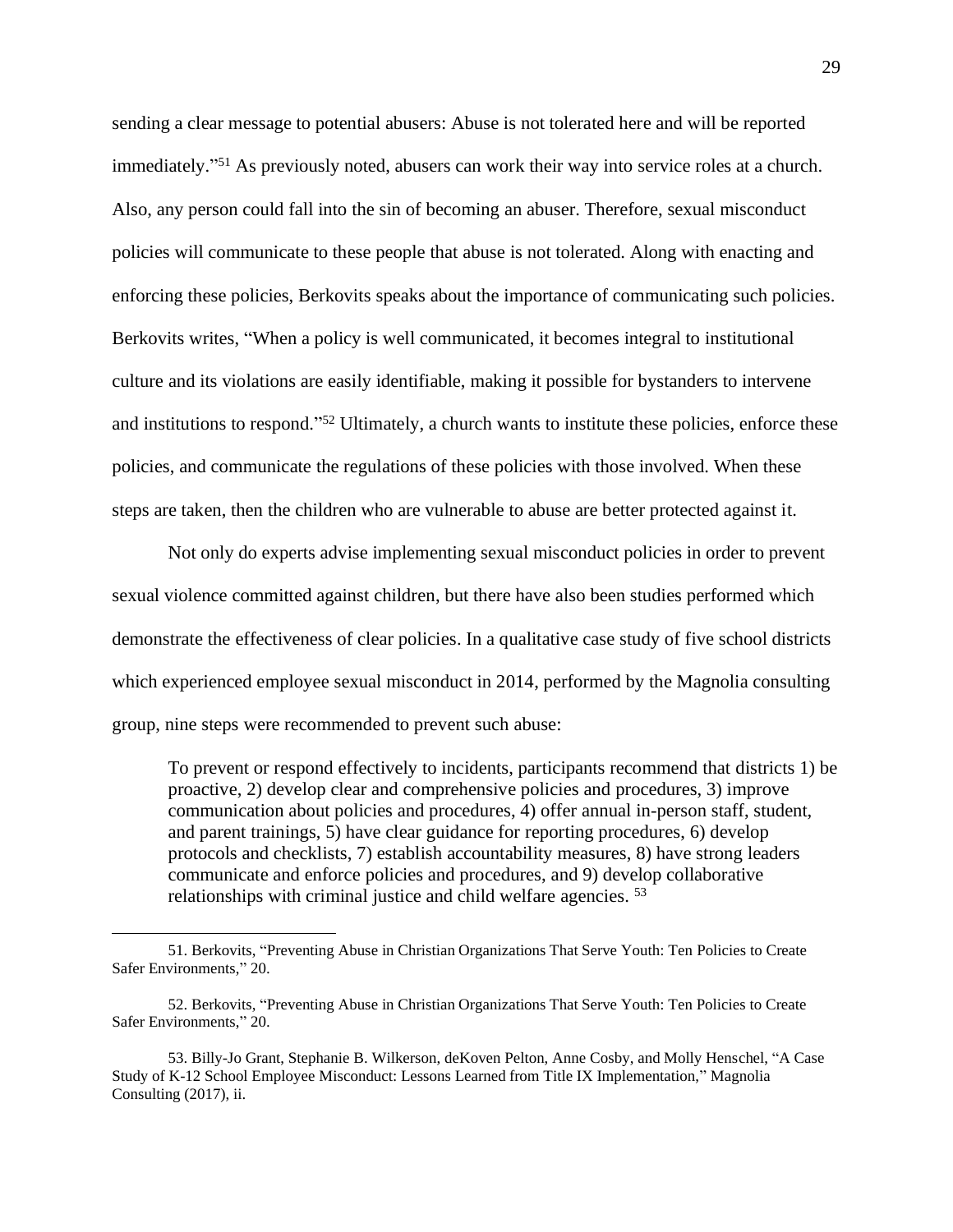sending a clear message to potential abusers: Abuse is not tolerated here and will be reported immediately."[51] As previously noted, abusers can work their way into service roles at a church. Also, any person could fall into the sin of becoming an abuser. Therefore, sexual misconduct policies will communicate to these people that abuse is not tolerated. Along with enacting and enforcing these policies, Berkovits speaks about the importance of communicating such policies. Berkovits writes, "When a policy is well communicated, it becomes integral to institutional culture and its violations are easily identifiable, making it possible for bystanders to intervene and institutions to respond."[52] Ultimately, a church wants to institute these policies, enforce these policies, and communicate the regulations of these policies with those involved. When these steps are taken, then the children who are vulnerable to abuse are better protected against it.

Not only do experts advise implementing sexual misconduct policies in order to prevent sexual violence committed against children, but there have also been studies performed which demonstrate the effectiveness of clear policies. In a qualitative case study of five school districts which experienced employee sexual misconduct in 2014, performed by the Magnolia consulting group, nine steps were recommended to prevent such abuse:

> To prevent or respond effectively to incidents, participants recommend that districts 1) be proactive, 2) develop clear and comprehensive policies and procedures, 3) improve communication about policies and procedures, 4) offer annual in-person staff, student, and parent trainings, 5) have clear guidance for reporting procedures, 6) develop protocols and checklists, 7) establish accountability measures, 8) have strong leaders communicate and enforce policies and procedures, and 9) develop collaborative relationships with criminal justice and child welfare agencies. [53]

---

51. Berkovits, "Preventing Abuse in Christian Organizations That Serve Youth: Ten Policies to Create Safer Environments," 20.

52. Berkovits, "Preventing Abuse in Christian Organizations That Serve Youth: Ten Policies to Create Safer Environments," 20.

53. Billy-Jo Grant, Stephanie B. Wilkerson, deKoven Pelton, Anne Cosby, and Molly Henschel, "A Case Study of K-12 School Employee Misconduct: Lessons Learned from Title IX Implementation," Magnolia Consulting (2017), ii.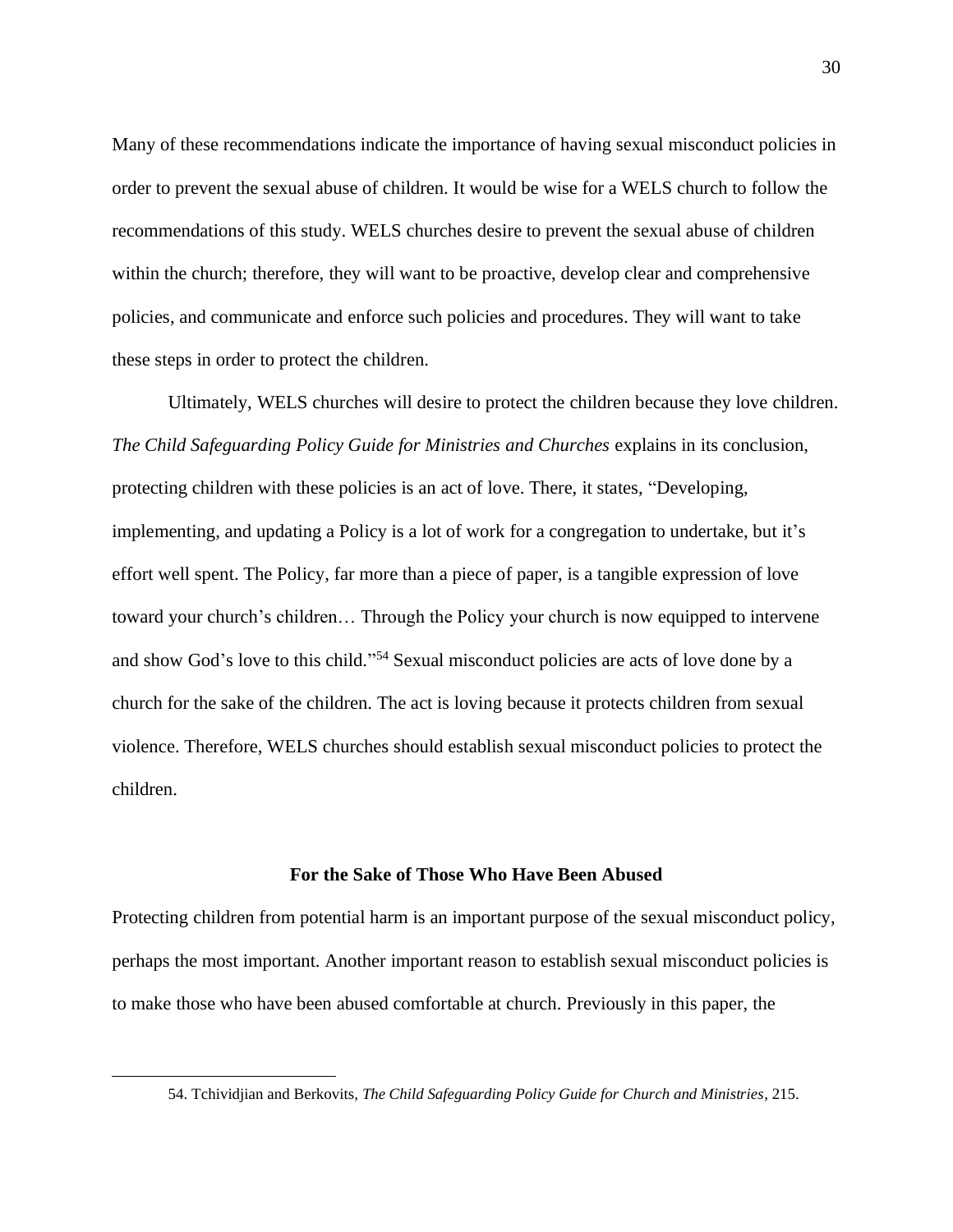Many of these recommendations indicate the importance of having sexual misconduct policies in order to prevent the sexual abuse of children. It would be wise for a WELS church to follow the recommendations of this study. WELS churches desire to prevent the sexual abuse of children within the church; therefore, they will want to be proactive, develop clear and comprehensive policies, and communicate and enforce such policies and procedures. They will want to take these steps in order to protect the children.

Ultimately, WELS churches will desire to protect the children because they love children. *The Child Safeguarding Policy Guide for Ministries and Churches* explains in its conclusion, protecting children with these policies is an act of love. There, it states, "Developing, implementing, and updating a Policy is a lot of work for a congregation to undertake, but it's effort well spent. The Policy, far more than a piece of paper, is a tangible expression of love toward your church's children… Through the Policy your church is now equipped to intervene and show God's love to this child."[54] Sexual misconduct policies are acts of love done by a church for the sake of the children. The act is loving because it protects children from sexual violence. Therefore, WELS churches should establish sexual misconduct policies to protect the children.

### For the Sake of Those Who Have Been Abused

Protecting children from potential harm is an important purpose of the sexual misconduct policy, perhaps the most important. Another important reason to establish sexual misconduct policies is to make those who have been abused comfortable at church. Previously in this paper, the

---

54. Tchividjian and Berkovits, *The Child Safeguarding Policy Guide for Church and Ministries*, 215.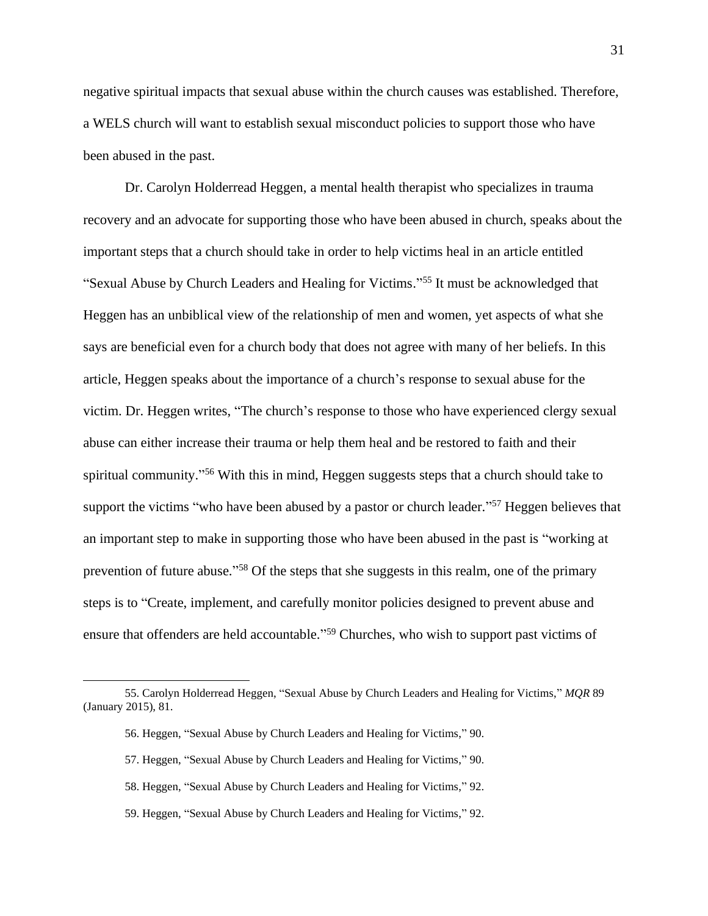negative spiritual impacts that sexual abuse within the church causes was established. Therefore, a WELS church will want to establish sexual misconduct policies to support those who have been abused in the past.

Dr. Carolyn Holderread Heggen, a mental health therapist who specializes in trauma recovery and an advocate for supporting those who have been abused in church, speaks about the important steps that a church should take in order to help victims heal in an article entitled "Sexual Abuse by Church Leaders and Healing for Victims."[55] It must be acknowledged that Heggen has an unbiblical view of the relationship of men and women, yet aspects of what she says are beneficial even for a church body that does not agree with many of her beliefs. In this article, Heggen speaks about the importance of a church's response to sexual abuse for the victim. Dr. Heggen writes, "The church's response to those who have experienced clergy sexual abuse can either increase their trauma or help them heal and be restored to faith and their spiritual community."[56] With this in mind, Heggen suggests steps that a church should take to support the victims "who have been abused by a pastor or church leader."[57] Heggen believes that an important step to make in supporting those who have been abused in the past is "working at prevention of future abuse."[58] Of the steps that she suggests in this realm, one of the primary steps is to "Create, implement, and carefully monitor policies designed to prevent abuse and ensure that offenders are held accountable."[59] Churches, who wish to support past victims of

---

55. Carolyn Holderread Heggen, "Sexual Abuse by Church Leaders and Healing for Victims," *MQR* 89 (January 2015), 81.

56. Heggen, "Sexual Abuse by Church Leaders and Healing for Victims," 90.

57. Heggen, "Sexual Abuse by Church Leaders and Healing for Victims," 90.

58. Heggen, "Sexual Abuse by Church Leaders and Healing for Victims," 92.

59. Heggen, "Sexual Abuse by Church Leaders and Healing for Victims," 92.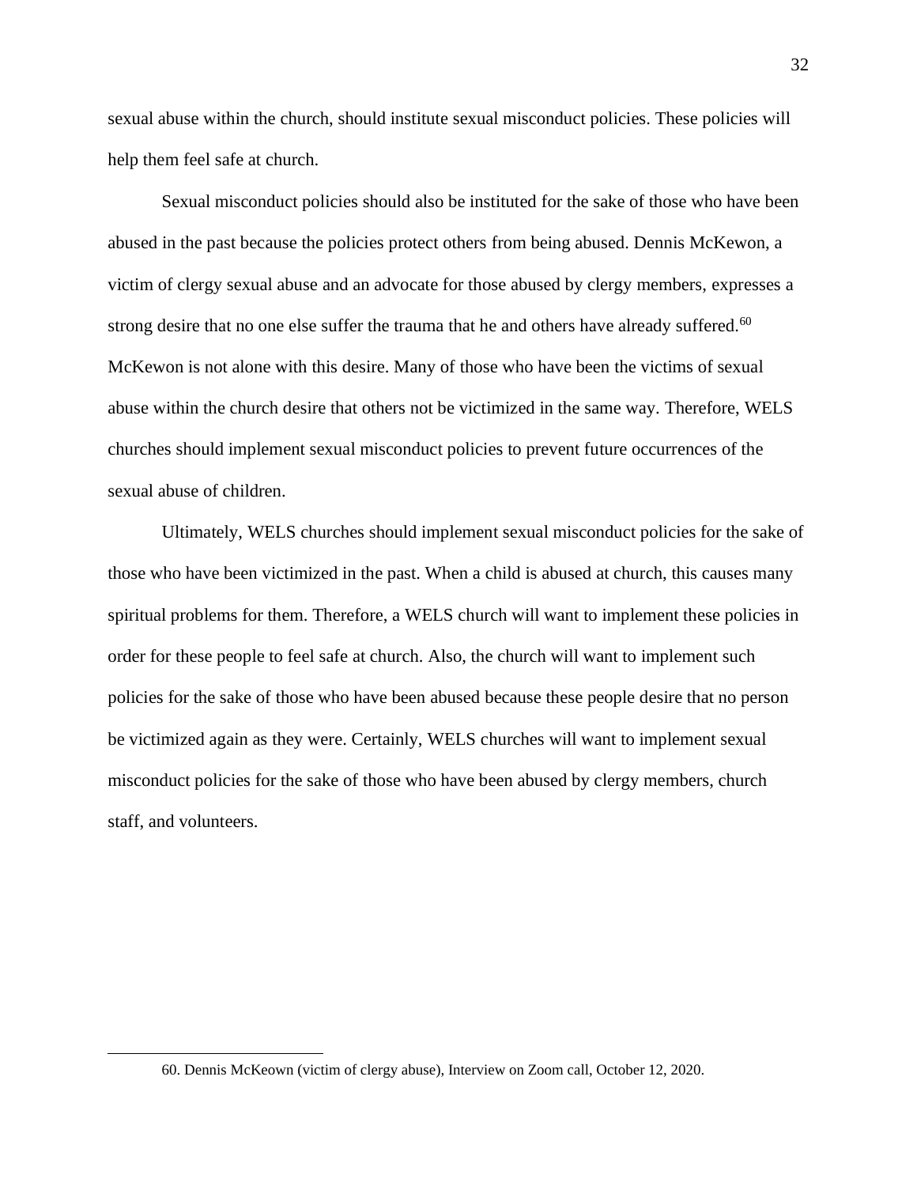sexual abuse within the church, should institute sexual misconduct policies. These policies will help them feel safe at church.

Sexual misconduct policies should also be instituted for the sake of those who have been abused in the past because the policies protect others from being abused. Dennis McKewon, a victim of clergy sexual abuse and an advocate for those abused by clergy members, expresses a strong desire that no one else suffer the trauma that he and others have already suffered.[60] McKewon is not alone with this desire. Many of those who have been the victims of sexual abuse within the church desire that others not be victimized in the same way. Therefore, WELS churches should implement sexual misconduct policies to prevent future occurrences of the sexual abuse of children.

Ultimately, WELS churches should implement sexual misconduct policies for the sake of those who have been victimized in the past. When a child is abused at church, this causes many spiritual problems for them. Therefore, a WELS church will want to implement these policies in order for these people to feel safe at church. Also, the church will want to implement such policies for the sake of those who have been abused because these people desire that no person be victimized again as they were. Certainly, WELS churches will want to implement sexual misconduct policies for the sake of those who have been abused by clergy members, church staff, and volunteers.

---

60. Dennis McKeown (victim of clergy abuse), Interview on Zoom call, October 12, 2020.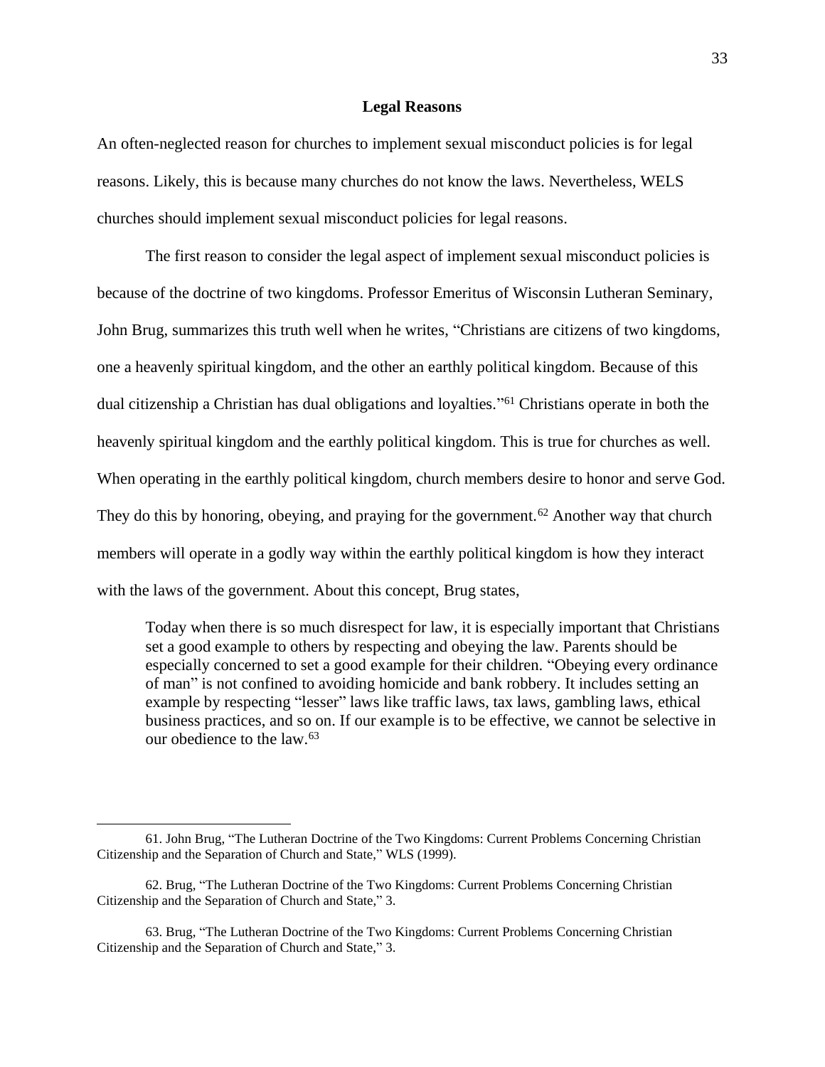## Legal Reasons

An often-neglected reason for churches to implement sexual misconduct policies is for legal reasons. Likely, this is because many churches do not know the laws. Nevertheless, WELS churches should implement sexual misconduct policies for legal reasons.

The first reason to consider the legal aspect of implement sexual misconduct policies is because of the doctrine of two kingdoms. Professor Emeritus of Wisconsin Lutheran Seminary, John Brug, summarizes this truth well when he writes, "Christians are citizens of two kingdoms, one a heavenly spiritual kingdom, and the other an earthly political kingdom. Because of this dual citizenship a Christian has dual obligations and loyalties."[61] Christians operate in both the heavenly spiritual kingdom and the earthly political kingdom. This is true for churches as well. When operating in the earthly political kingdom, church members desire to honor and serve God. They do this by honoring, obeying, and praying for the government.[62] Another way that church members will operate in a godly way within the earthly political kingdom is how they interact with the laws of the government. About this concept, Brug states,

> Today when there is so much disrespect for law, it is especially important that Christians set a good example to others by respecting and obeying the law. Parents should be especially concerned to set a good example for their children. "Obeying every ordinance of man" is not confined to avoiding homicide and bank robbery. It includes setting an example by respecting "lesser" laws like traffic laws, tax laws, gambling laws, ethical business practices, and so on. If our example is to be effective, we cannot be selective in our obedience to the law.[63]

---

61. John Brug, "The Lutheran Doctrine of the Two Kingdoms: Current Problems Concerning Christian Citizenship and the Separation of Church and State," WLS (1999).

62. Brug, "The Lutheran Doctrine of the Two Kingdoms: Current Problems Concerning Christian Citizenship and the Separation of Church and State," 3.

63. Brug, "The Lutheran Doctrine of the Two Kingdoms: Current Problems Concerning Christian Citizenship and the Separation of Church and State," 3.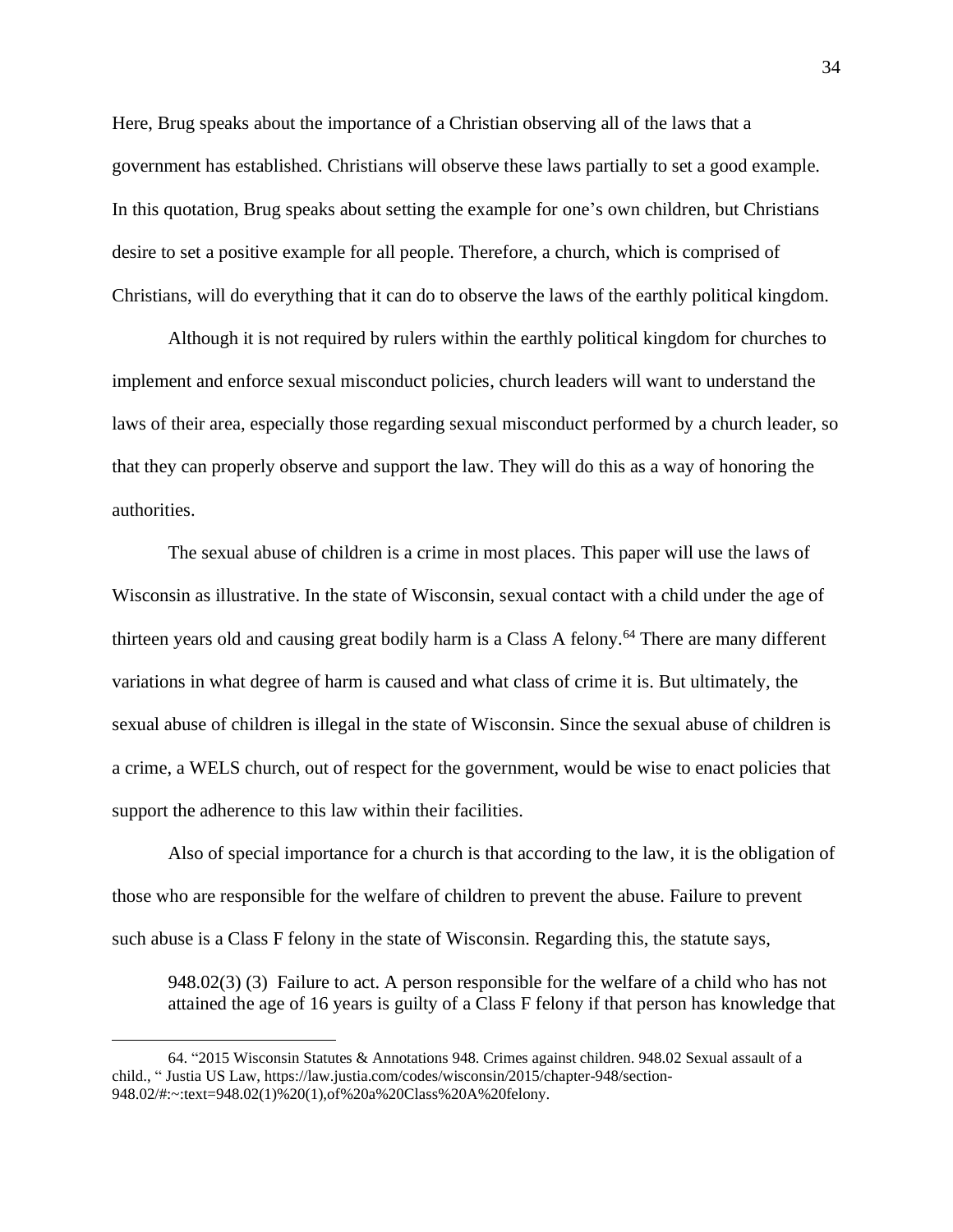Here, Brug speaks about the importance of a Christian observing all of the laws that a government has established. Christians will observe these laws partially to set a good example. In this quotation, Brug speaks about setting the example for one's own children, but Christians desire to set a positive example for all people. Therefore, a church, which is comprised of Christians, will do everything that it can do to observe the laws of the earthly political kingdom.

Although it is not required by rulers within the earthly political kingdom for churches to implement and enforce sexual misconduct policies, church leaders will want to understand the laws of their area, especially those regarding sexual misconduct performed by a church leader, so that they can properly observe and support the law. They will do this as a way of honoring the authorities.

The sexual abuse of children is a crime in most places. This paper will use the laws of Wisconsin as illustrative. In the state of Wisconsin, sexual contact with a child under the age of thirteen years old and causing great bodily harm is a Class A felony.[64] There are many different variations in what degree of harm is caused and what class of crime it is. But ultimately, the sexual abuse of children is illegal in the state of Wisconsin. Since the sexual abuse of children is a crime, a WELS church, out of respect for the government, would be wise to enact policies that support the adherence to this law within their facilities.

Also of special importance for a church is that according to the law, it is the obligation of those who are responsible for the welfare of children to prevent the abuse. Failure to prevent such abuse is a Class F felony in the state of Wisconsin. Regarding this, the statute says,

> 948.02(3) (3) Failure to act. A person responsible for the welfare of a child who has not attained the age of 16 years is guilty of a Class F felony if that person has knowledge that

---

64. "2015 Wisconsin Statutes & Annotations 948. Crimes against children. 948.02 Sexual assault of a child., " Justia US Law, https://law.justia.com/codes/wisconsin/2015/chapter-948/section-948.02/#:~:text=948.02(1)%20(1),of%20a%20Class%20A%20felony.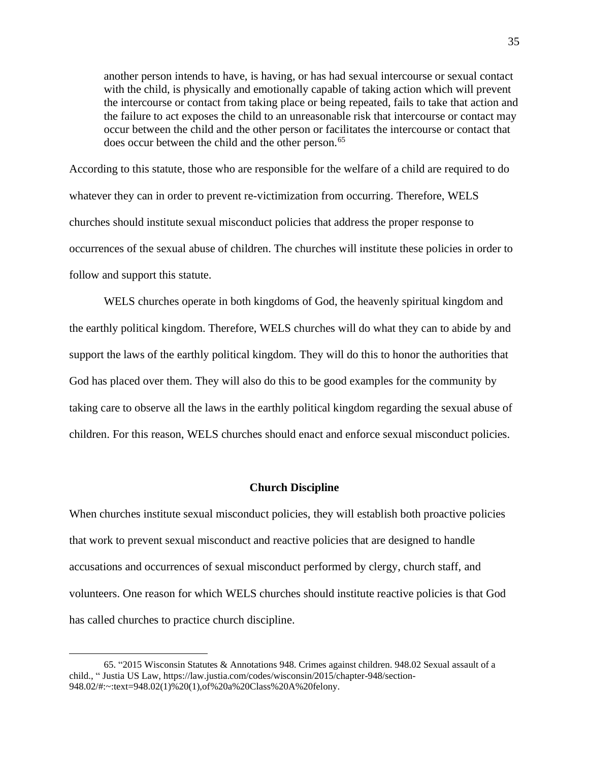> another person intends to have, is having, or has had sexual intercourse or sexual contact with the child, is physically and emotionally capable of taking action which will prevent the intercourse or contact from taking place or being repeated, fails to take that action and the failure to act exposes the child to an unreasonable risk that intercourse or contact may occur between the child and the other person or facilitates the intercourse or contact that does occur between the child and the other person.[65]

According to this statute, those who are responsible for the welfare of a child are required to do whatever they can in order to prevent re-victimization from occurring. Therefore, WELS churches should institute sexual misconduct policies that address the proper response to occurrences of the sexual abuse of children. The churches will institute these policies in order to follow and support this statute.

WELS churches operate in both kingdoms of God, the heavenly spiritual kingdom and the earthly political kingdom. Therefore, WELS churches will do what they can to abide by and support the laws of the earthly political kingdom. They will do this to honor the authorities that God has placed over them. They will also do this to be good examples for the community by taking care to observe all the laws in the earthly political kingdom regarding the sexual abuse of children. For this reason, WELS churches should enact and enforce sexual misconduct policies.

### Church Discipline

When churches institute sexual misconduct policies, they will establish both proactive policies that work to prevent sexual misconduct and reactive policies that are designed to handle accusations and occurrences of sexual misconduct performed by clergy, church staff, and volunteers. One reason for which WELS churches should institute reactive policies is that God has called churches to practice church discipline.

---

65. "2015 Wisconsin Statutes & Annotations 948. Crimes against children. 948.02 Sexual assault of a child., " Justia US Law, https://law.justia.com/codes/wisconsin/2015/chapter-948/section-948.02/#:~:text=948.02(1)%20(1),of%20a%20Class%20A%20felony.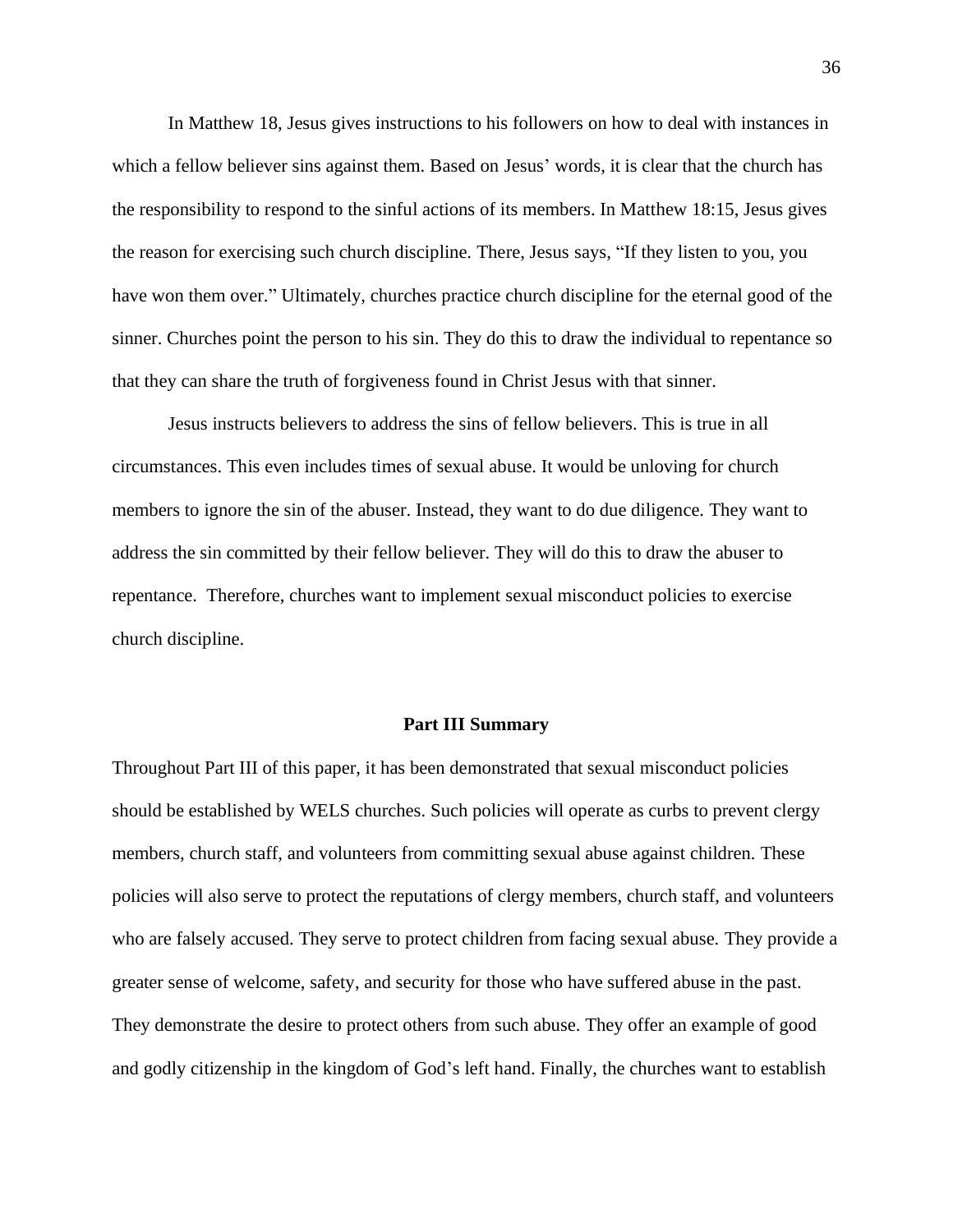In Matthew 18, Jesus gives instructions to his followers on how to deal with instances in which a fellow believer sins against them. Based on Jesus' words, it is clear that the church has the responsibility to respond to the sinful actions of its members. In Matthew 18:15, Jesus gives the reason for exercising such church discipline. There, Jesus says, "If they listen to you, you have won them over." Ultimately, churches practice church discipline for the eternal good of the sinner. Churches point the person to his sin. They do this to draw the individual to repentance so that they can share the truth of forgiveness found in Christ Jesus with that sinner.

Jesus instructs believers to address the sins of fellow believers. This is true in all circumstances. This even includes times of sexual abuse. It would be unloving for church members to ignore the sin of the abuser. Instead, they want to do due diligence. They want to address the sin committed by their fellow believer. They will do this to draw the abuser to repentance. Therefore, churches want to implement sexual misconduct policies to exercise church discipline.

## Part III Summary

Throughout Part III of this paper, it has been demonstrated that sexual misconduct policies should be established by WELS churches. Such policies will operate as curbs to prevent clergy members, church staff, and volunteers from committing sexual abuse against children. These policies will also serve to protect the reputations of clergy members, church staff, and volunteers who are falsely accused. They serve to protect children from facing sexual abuse. They provide a greater sense of welcome, safety, and security for those who have suffered abuse in the past. They demonstrate the desire to protect others from such abuse. They offer an example of good and godly citizenship in the kingdom of God's left hand. Finally, the churches want to establish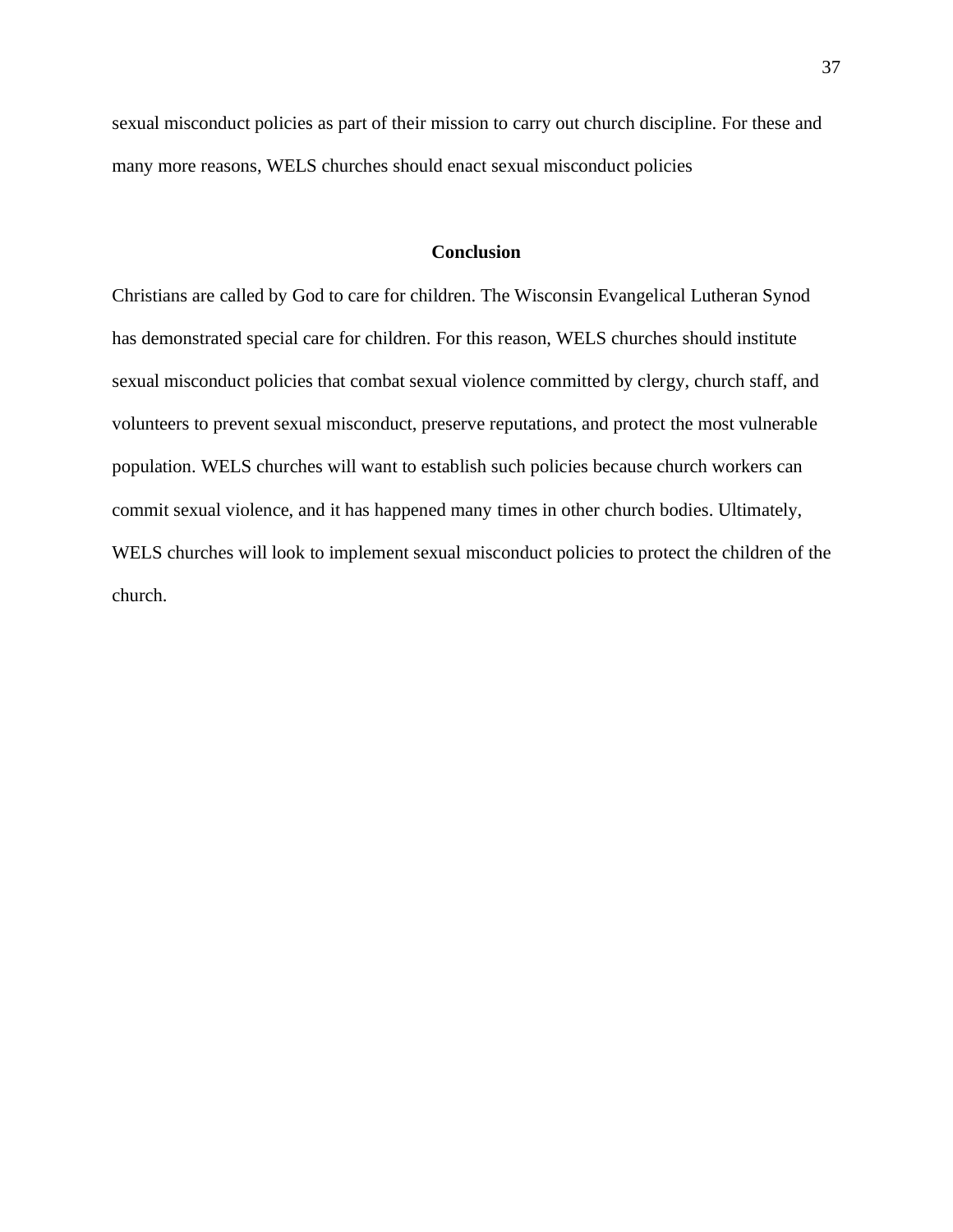sexual misconduct policies as part of their mission to carry out church discipline. For these and many more reasons, WELS churches should enact sexual misconduct policies

## Conclusion

Christians are called by God to care for children. The Wisconsin Evangelical Lutheran Synod has demonstrated special care for children. For this reason, WELS churches should institute sexual misconduct policies that combat sexual violence committed by clergy, church staff, and volunteers to prevent sexual misconduct, preserve reputations, and protect the most vulnerable population. WELS churches will want to establish such policies because church workers can commit sexual violence, and it has happened many times in other church bodies. Ultimately, WELS churches will look to implement sexual misconduct policies to protect the children of the church.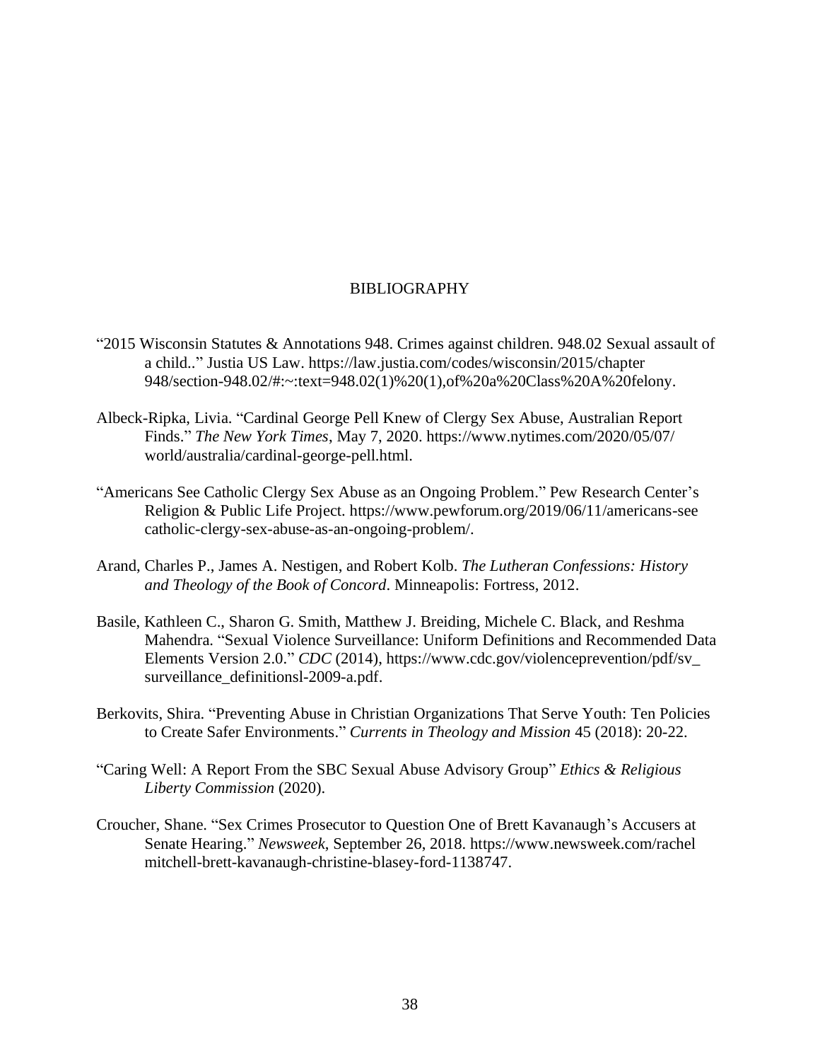# BIBLIOGRAPHY

"2015 Wisconsin Statutes & Annotations 948. Crimes against children. 948.02 Sexual assault of a child.." Justia US Law. https://law.justia.com/codes/wisconsin/2015/chapter 948/section-948.02/#:~:text=948.02(1)%20(1),of%20a%20Class%20A%20felony.

Albeck-Ripka, Livia. "Cardinal George Pell Knew of Clergy Sex Abuse, Australian Report Finds." *The New York Times*, May 7, 2020. https://www.nytimes.com/2020/05/07/world/australia/cardinal-george-pell.html.

"Americans See Catholic Clergy Sex Abuse as an Ongoing Problem." Pew Research Center's Religion & Public Life Project. https://www.pewforum.org/2019/06/11/americans-see catholic-clergy-sex-abuse-as-an-ongoing-problem/.

Arand, Charles P., James A. Nestigen, and Robert Kolb. *The Lutheran Confessions: History and Theology of the Book of Concord*. Minneapolis: Fortress, 2012.

Basile, Kathleen C., Sharon G. Smith, Matthew J. Breiding, Michele C. Black, and Reshma Mahendra. "Sexual Violence Surveillance: Uniform Definitions and Recommended Data Elements Version 2.0." *CDC* (2014), https://www.cdc.gov/violenceprevention/pdf/sv_surveillance_definitionsl-2009-a.pdf.

Berkovits, Shira. "Preventing Abuse in Christian Organizations That Serve Youth: Ten Policies to Create Safer Environments." *Currents in Theology and Mission* 45 (2018): 20-22.

"Caring Well: A Report From the SBC Sexual Abuse Advisory Group" *Ethics & Religious Liberty Commission* (2020).

Croucher, Shane. "Sex Crimes Prosecutor to Question One of Brett Kavanaugh's Accusers at Senate Hearing." *Newsweek,* September 26, 2018. https://www.newsweek.com/rachel mitchell-brett-kavanaugh-christine-blasey-ford-1138747.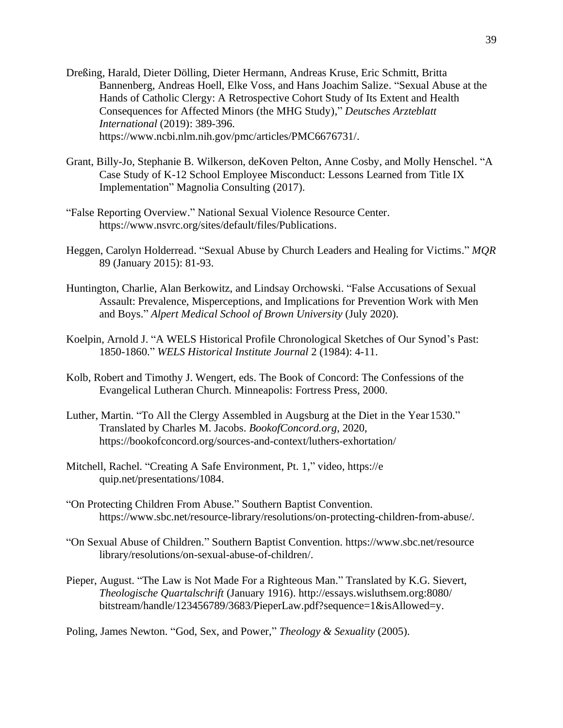Dreßing, Harald, Dieter Dölling, Dieter Hermann, Andreas Kruse, Eric Schmitt, Britta Bannenberg, Andreas Hoell, Elke Voss, and Hans Joachim Salize. "Sexual Abuse at the Hands of Catholic Clergy: A Retrospective Cohort Study of Its Extent and Health Consequences for Affected Minors (the MHG Study)," *Deutsches Arzteblatt International* (2019): 389-396. https://www.ncbi.nlm.nih.gov/pmc/articles/PMC6676731/.

Grant, Billy-Jo, Stephanie B. Wilkerson, deKoven Pelton, Anne Cosby, and Molly Henschel. "A Case Study of K-12 School Employee Misconduct: Lessons Learned from Title IX Implementation" Magnolia Consulting (2017).

"False Reporting Overview." National Sexual Violence Resource Center. https://www.nsvrc.org/sites/default/files/Publications.

Heggen, Carolyn Holderread. "Sexual Abuse by Church Leaders and Healing for Victims." *MQR* 89 (January 2015): 81-93.

Huntington, Charlie, Alan Berkowitz, and Lindsay Orchowski. "False Accusations of Sexual Assault: Prevalence, Misperceptions, and Implications for Prevention Work with Men and Boys." *Alpert Medical School of Brown University* (July 2020).

Koelpin, Arnold J. "A WELS Historical Profile Chronological Sketches of Our Synod's Past: 1850-1860." *WELS Historical Institute Journal* 2 (1984): 4-11.

Kolb, Robert and Timothy J. Wengert, eds. The Book of Concord: The Confessions of the Evangelical Lutheran Church. Minneapolis: Fortress Press, 2000.

Luther, Martin. "To All the Clergy Assembled in Augsburg at the Diet in the Year 1530." Translated by Charles M. Jacobs. *BookofConcord.org*, 2020, https://bookofconcord.org/sources-and-context/luthers-exhortation/

Mitchell, Rachel. "Creating A Safe Environment, Pt. 1," video, https://e quip.net/presentations/1084.

"On Protecting Children From Abuse." Southern Baptist Convention. https://www.sbc.net/resource-library/resolutions/on-protecting-children-from-abuse/.

"On Sexual Abuse of Children." Southern Baptist Convention. https://www.sbc.net/resource library/resolutions/on-sexual-abuse-of-children/.

Pieper, August. "The Law is Not Made For a Righteous Man." Translated by K.G. Sievert, *Theologische Quartalschrift* (January 1916). http://essays.wisluthsem.org:8080/ bitstream/handle/123456789/3683/PieperLaw.pdf?sequence=1&isAllowed=y.

Poling, James Newton. "God, Sex, and Power," *Theology & Sexuality* (2005).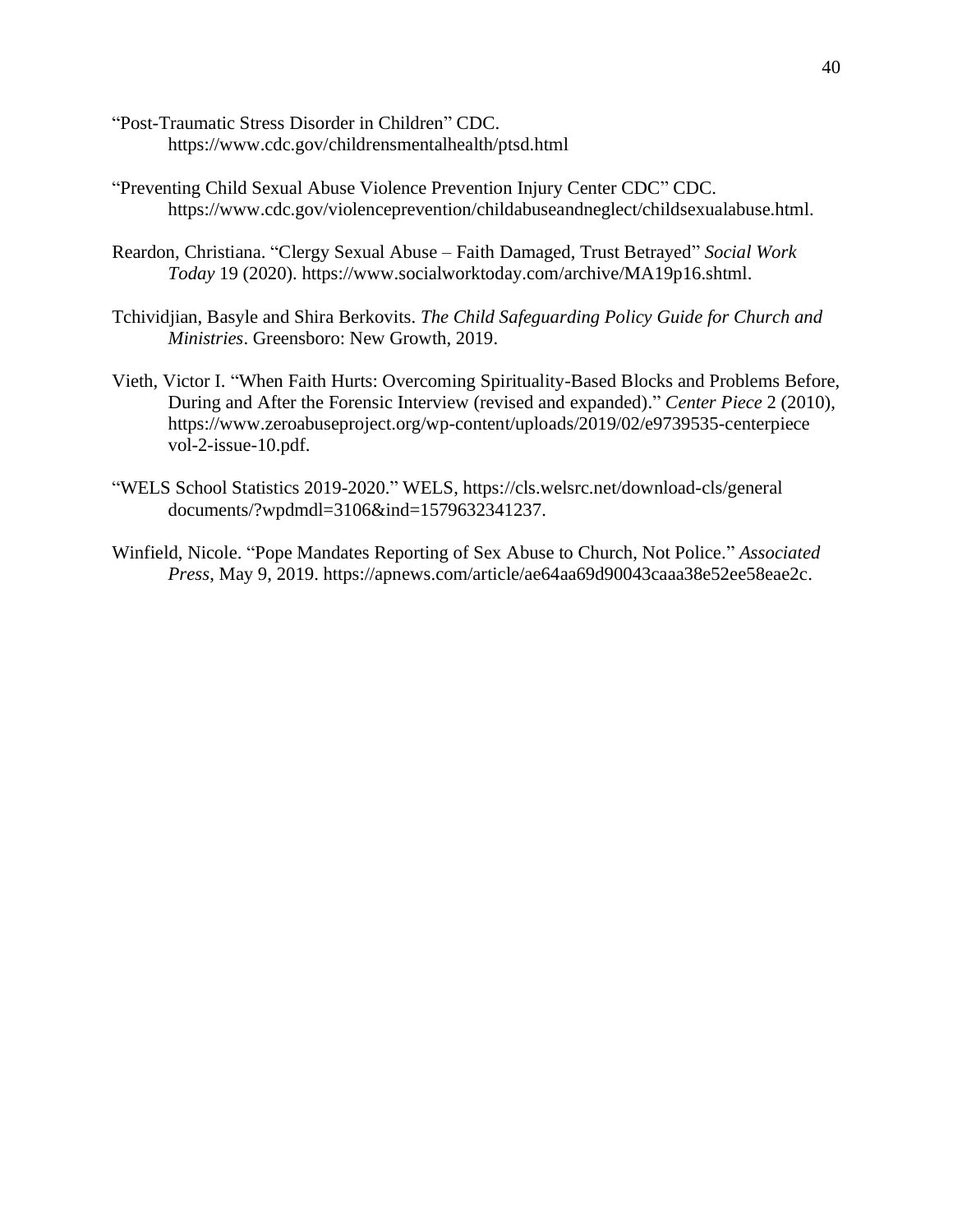"Post-Traumatic Stress Disorder in Children" CDC. https://www.cdc.gov/childrensmentalhealth/ptsd.html

"Preventing Child Sexual Abuse Violence Prevention Injury Center CDC" CDC. https://www.cdc.gov/violenceprevention/childabuseandneglect/childsexualabuse.html.

Reardon, Christiana. "Clergy Sexual Abuse – Faith Damaged, Trust Betrayed" *Social Work Today* 19 (2020). https://www.socialworktoday.com/archive/MA19p16.shtml.

Tchividjian, Basyle and Shira Berkovits. *The Child Safeguarding Policy Guide for Church and Ministries*. Greensboro: New Growth, 2019.

Vieth, Victor I. "When Faith Hurts: Overcoming Spirituality-Based Blocks and Problems Before, During and After the Forensic Interview (revised and expanded)." *Center Piece* 2 (2010), https://www.zeroabuseproject.org/wp-content/uploads/2019/02/e9739535-centerpiece vol-2-issue-10.pdf.

"WELS School Statistics 2019-2020." WELS, https://cls.welsrc.net/download-cls/general documents/?wpdmdl=3106&ind=1579632341237.

Winfield, Nicole. "Pope Mandates Reporting of Sex Abuse to Church, Not Police." *Associated Press*, May 9, 2019. https://apnews.com/article/ae64aa69d90043caaa38e52ee58eae2c.